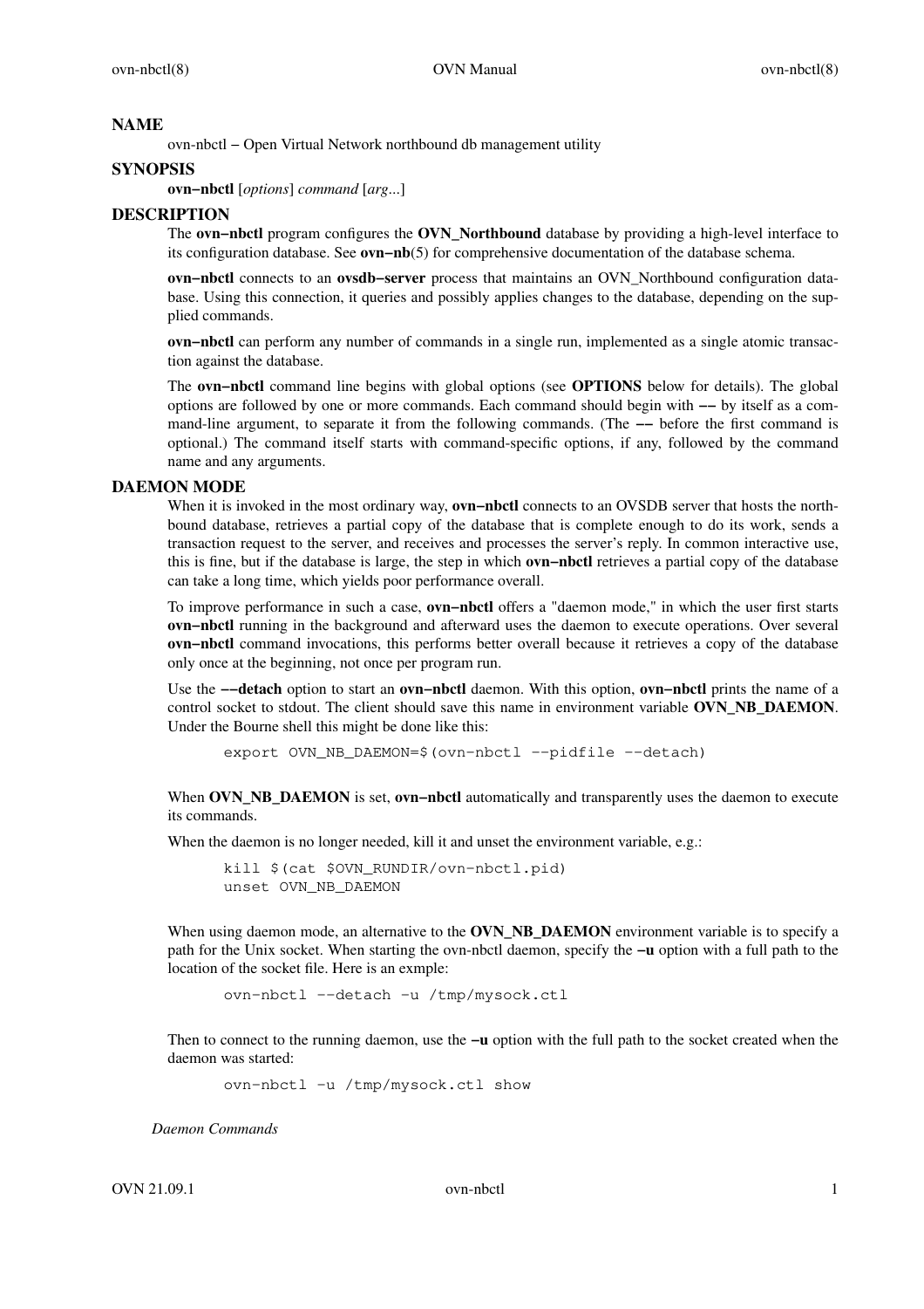## NAME

ovn-nbctl − Open Virtual Network northbound db management utility

## SYNOPSIS

**ovn−nbctl** [*options*] *command* [*arg*...]

## DESCRIPTION

The **ovn−nbctl** program configures the **OVN_Northbound** database by providing a high-level interface to its configuration database. See **ovn−nb**(5) for comprehensive documentation of the database schema.

**ovn−nbctl** connects to an **ovsdb−server** process that maintains an OVN_Northbound configuration database. Using this connection, it queries and possibly applies changes to the database, depending on the supplied commands.

**ovn−nbctl** can perform any number of commands in a single run, implemented as a single atomic transaction against the database.

The **ovn−nbctl** command line begins with global options (see **OPTIONS** below for details). The global options are followed by one or more commands. Each command should begin with **−−** by itself as a command-line argument, to separate it from the following commands. (The **−−** before the first command is optional.) The command itself starts with command-specific options, if any, followed by the command name and any arguments.

## DAEMON MODE

When it is invoked in the most ordinary way, **ovn−nbctl** connects to an OVSDB server that hosts the northbound database, retrieves a partial copy of the database that is complete enough to do its work, sends a transaction request to the server, and receives and processes the server's reply. In common interactive use, this is fine, but if the database is large, the step in which **ovn−nbctl** retrieves a partial copy of the database can take a long time, which yields poor performance overall.

To improve performance in such a case, **ovn−nbctl** offers a "daemon mode," in which the user first starts **ovn−nbctl** running in the background and afterward uses the daemon to execute operations. Over several **ovn−nbctl** command invocations, this performs better overall because it retrieves a copy of the database only once at the beginning, not once per program run.

Use the **−−detach** option to start an **ovn−nbctl** daemon. With this option, **ovn−nbctl** prints the name of a control socket to stdout. The client should save this name in environment variable **OVN_NB_DAEMON**. Under the Bourne shell this might be done like this:

```
export OVN_NB_DAEMON=$(ovn-nbctl --pidfile --detach)
```

When **OVN_NB_DAEMON** is set, **ovn−nbctl** automatically and transparently uses the daemon to execute its commands.

When the daemon is no longer needed, kill it and unset the environment variable, e.g.:

```
kill $(cat $OVN_RUNDIR/ovn-nbctl.pid)
unset OVN_NB_DAEMON
```

When using daemon mode, an alternative to the **OVN_NB_DAEMON** environment variable is to specify a path for the Unix socket. When starting the ovn-nbctl daemon, specify the **−u** option with a full path to the location of the socket file. Here is an exmple:

```
ovn-nbctl --detach -u /tmp/mysock.ctl
```

Then to connect to the running daemon, use the **−u** option with the full path to the socket created when the daemon was started:

```
ovn-nbctl -u /tmp/mysock.ctl show
```

### *Daemon Commands*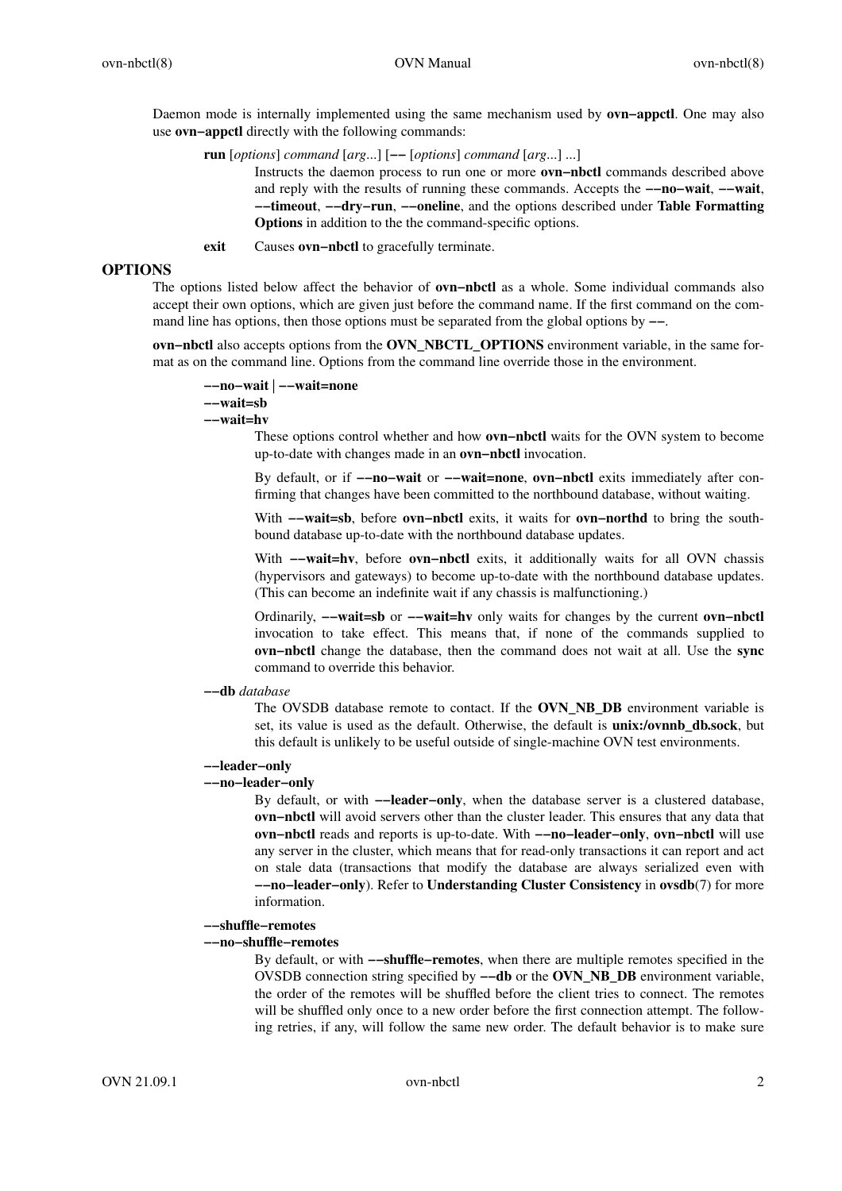Daemon mode is internally implemented using the same mechanism used by **ovn−appctl**. One may also use **ovn−appctl** directly with the following commands:

**run** [*options*] *command* [*arg*...] [**−−** [*options*] *command* [*arg*...] ...]
: Instructs the daemon process to run one or more **ovn−nbctl** commands described above and reply with the results of running these commands. Accepts the **−−no−wait**, **−−wait**, **−−timeout**, **−−dry−run**, **−−oneline**, and the options described under **Table Formatting Options** in addition to the the command-specific options.

**exit**
: Causes **ovn−nbctl** to gracefully terminate.

## OPTIONS

The options listed below affect the behavior of **ovn−nbctl** as a whole. Some individual commands also accept their own options, which are given just before the command name. If the first command on the command line has options, then those options must be separated from the global options by **−−**.

**ovn−nbctl** also accepts options from the **OVN_NBCTL_OPTIONS** environment variable, in the same format as on the command line. Options from the command line override those in the environment.

**−−no−wait | −−wait=none**
**−−wait=sb**
**−−wait=hv**

These options control whether and how **ovn−nbctl** waits for the OVN system to become up-to-date with changes made in an **ovn−nbctl** invocation.

By default, or if **−−no−wait** or **−−wait=none**, **ovn−nbctl** exits immediately after confirming that changes have been committed to the northbound database, without waiting.

With **−−wait=sb**, before **ovn−nbctl** exits, it waits for **ovn−northd** to bring the southbound database up-to-date with the northbound database updates.

With **−−wait=hv**, before **ovn−nbctl** exits, it additionally waits for all OVN chassis (hypervisors and gateways) to become up-to-date with the northbound database updates. (This can become an indefinite wait if any chassis is malfunctioning.)

Ordinarily, **−−wait=sb** or **−−wait=hv** only waits for changes by the current **ovn−nbctl** invocation to take effect. This means that, if none of the commands supplied to **ovn−nbctl** change the database, then the command does not wait at all. Use the **sync** command to override this behavior.

**−−db** *database*

The OVSDB database remote to contact. If the **OVN_NB_DB** environment variable is set, its value is used as the default. Otherwise, the default is **unix:/ovnnb_db.sock**, but this default is unlikely to be useful outside of single-machine OVN test environments.

**−−leader−only**
**−−no−leader−only**

By default, or with **−−leader−only**, when the database server is a clustered database, **ovn−nbctl** will avoid servers other than the cluster leader. This ensures that any data that **ovn−nbctl** reads and reports is up-to-date. With **−−no−leader−only**, **ovn−nbctl** will use any server in the cluster, which means that for read-only transactions it can report and act on stale data (transactions that modify the database are always serialized even with **−−no−leader−only**). Refer to **Understanding Cluster Consistency** in **ovsdb**(7) for more information.

**−−shuffle−remotes**
**−−no−shuffle−remotes**

By default, or with **−−shuffle−remotes**, when there are multiple remotes specified in the OVSDB connection string specified by **−−db** or the **OVN_NB_DB** environment variable, the order of the remotes will be shuffled before the client tries to connect. The remotes will be shuffled only once to a new order before the first connection attempt. The following retries, if any, will follow the same new order. The default behavior is to make sure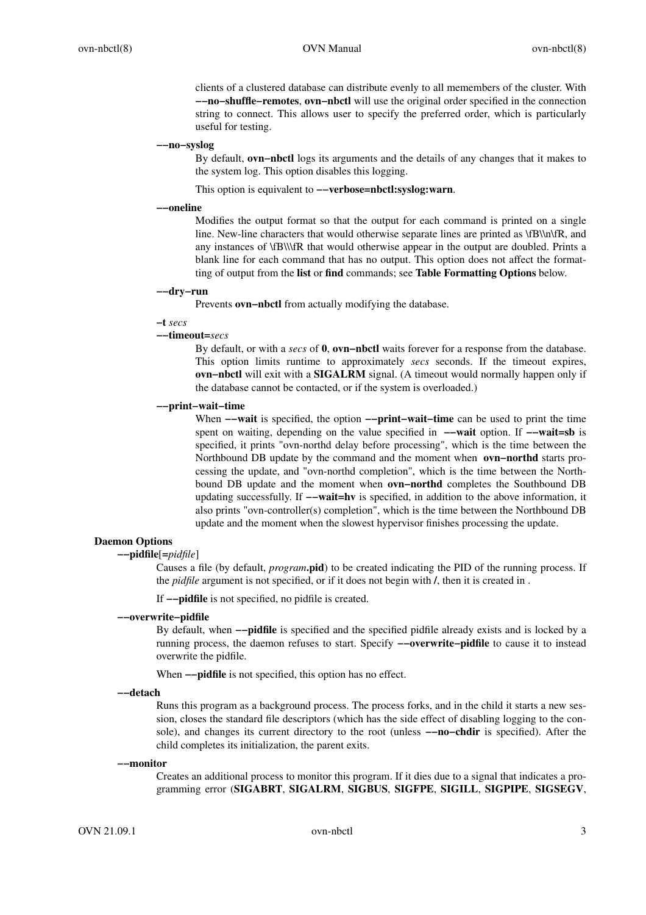clients of a clustered database can distribute evenly to all memembers of the cluster. With **−−no−shuffle−remotes**, **ovn−nbctl** will use the original order specified in the connection string to connect. This allows user to specify the preferred order, which is particularly useful for testing.

**−−no−syslog**

By default, **ovn−nbctl** logs its arguments and the details of any changes that it makes to the system log. This option disables this logging.

This option is equivalent to **−−verbose=nbctl:syslog:warn**.

**−−oneline**

Modifies the output format so that the output for each command is printed on a single line. New-line characters that would otherwise separate lines are printed as \fB\\n\fR, and any instances of \fB\\\fR that would otherwise appear in the output are doubled. Prints a blank line for each command that has no output. This option does not affect the formatting of output from the **list** or **find** commands; see **Table Formatting Options** below.

**−−dry−run**

Prevents **ovn−nbctl** from actually modifying the database.

**−t** *secs*
**−−timeout=***secs*

By default, or with a *secs* of **0**, **ovn−nbctl** waits forever for a response from the database. This option limits runtime to approximately *secs* seconds. If the timeout expires, **ovn−nbctl** will exit with a **SIGALRM** signal. (A timeout would normally happen only if the database cannot be contacted, or if the system is overloaded.)

**−−print−wait−time**

When **−−wait** is specified, the option **−−print−wait−time** can be used to print the time spent on waiting, depending on the value specified in **−−wait** option. If **−−wait=sb** is specified, it prints "ovn-northd delay before processing", which is the time between the Northbound DB update by the command and the moment when **ovn−northd** starts processing the update, and "ovn-northd completion", which is the time between the Northbound DB update and the moment when **ovn−northd** completes the Southbound DB updating successfully. If **−−wait=hv** is specified, in addition to the above information, it also prints "ovn-controller(s) completion", which is the time between the Northbound DB update and the moment when the slowest hypervisor finishes processing the update.

**Daemon Options**

**−−pidfile**[**=***pidfile*]

Causes a file (by default, *program***.pid**) to be created indicating the PID of the running process. If the *pidfile* argument is not specified, or if it does not begin with **/**, then it is created in .

If **−−pidfile** is not specified, no pidfile is created.

**−−overwrite−pidfile**

By default, when **−−pidfile** is specified and the specified pidfile already exists and is locked by a running process, the daemon refuses to start. Specify **−−overwrite−pidfile** to cause it to instead overwrite the pidfile.

When **−−pidfile** is not specified, this option has no effect.

**−−detach**

Runs this program as a background process. The process forks, and in the child it starts a new session, closes the standard file descriptors (which has the side effect of disabling logging to the console), and changes its current directory to the root (unless **−−no−chdir** is specified). After the child completes its initialization, the parent exits.

**−−monitor**

Creates an additional process to monitor this program. If it dies due to a signal that indicates a programming error (**SIGABRT**, **SIGALRM**, **SIGBUS**, **SIGFPE**, **SIGILL**, **SIGPIPE**, **SIGSEGV**,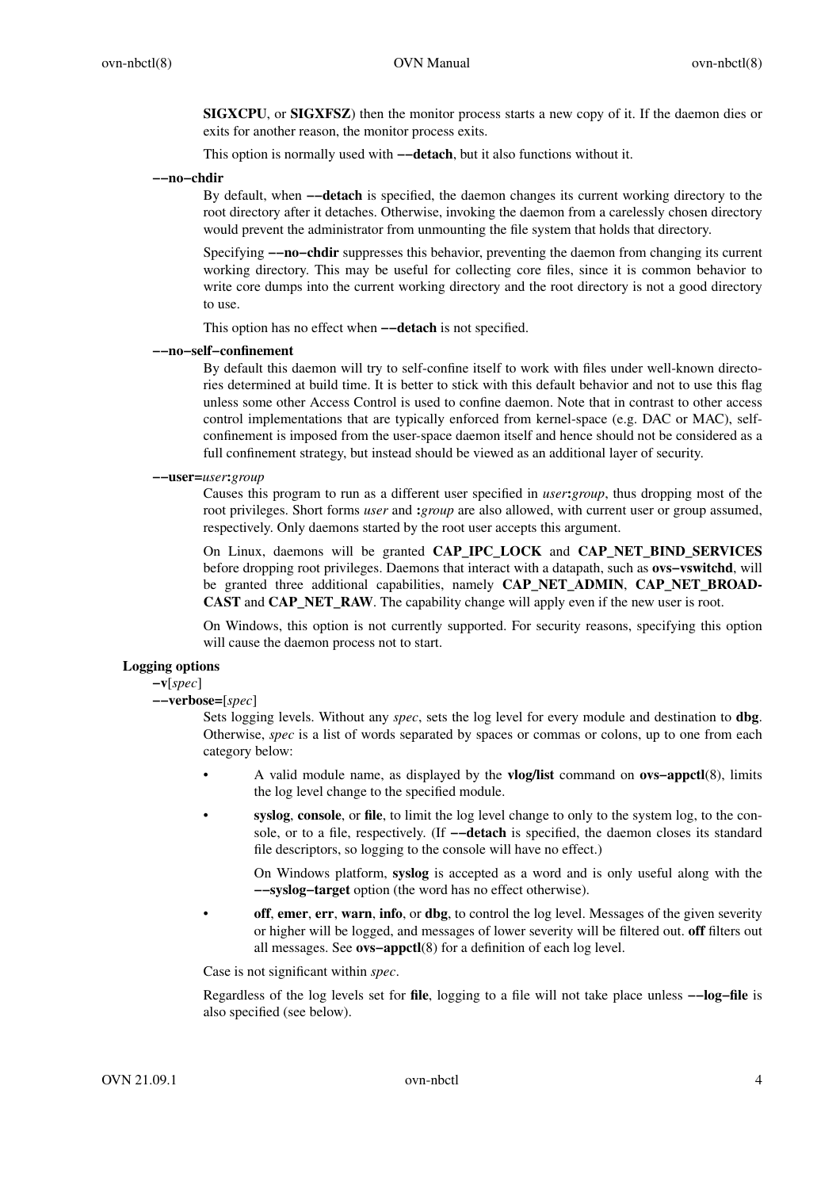**SIGXCPU**, or **SIGXFSZ**) then the monitor process starts a new copy of it. If the daemon dies or exits for another reason, the monitor process exits.

This option is normally used with **−−detach**, but it also functions without it.

**−−no−chdir**

By default, when **−−detach** is specified, the daemon changes its current working directory to the root directory after it detaches. Otherwise, invoking the daemon from a carelessly chosen directory would prevent the administrator from unmounting the file system that holds that directory.

Specifying **−−no−chdir** suppresses this behavior, preventing the daemon from changing its current working directory. This may be useful for collecting core files, since it is common behavior to write core dumps into the current working directory and the root directory is not a good directory to use.

This option has no effect when **−−detach** is not specified.

**−−no−self−confinement**

By default this daemon will try to self-confine itself to work with files under well-known directories determined at build time. It is better to stick with this default behavior and not to use this flag unless some other Access Control is used to confine daemon. Note that in contrast to other access control implementations that are typically enforced from kernel-space (e.g. DAC or MAC), self-confinement is imposed from the user-space daemon itself and hence should not be considered as a full confinement strategy, but instead should be viewed as an additional layer of security.

**−−user=***user***:***group*

Causes this program to run as a different user specified in *user***:***group*, thus dropping most of the root privileges. Short forms *user* and **:***group* are also allowed, with current user or group assumed, respectively. Only daemons started by the root user accepts this argument.

On Linux, daemons will be granted **CAP_IPC_LOCK** and **CAP_NET_BIND_SERVICES** before dropping root privileges. Daemons that interact with a datapath, such as **ovs−vswitchd**, will be granted three additional capabilities, namely **CAP_NET_ADMIN**, **CAP_NET_BROADCAST** and **CAP_NET_RAW**. The capability change will apply even if the new user is root.

On Windows, this option is not currently supported. For security reasons, specifying this option will cause the daemon process not to start.

**Logging options**

**−v**[*spec*]

**−−verbose=**[*spec*]

Sets logging levels. Without any *spec*, sets the log level for every module and destination to **dbg**. Otherwise, *spec* is a list of words separated by spaces or commas or colons, up to one from each category below:

- A valid module name, as displayed by the **vlog/list** command on **ovs−appctl**(8), limits the log level change to the specified module.
- **syslog**, **console**, or **file**, to limit the log level change to only to the system log, to the console, or to a file, respectively. (If **−−detach** is specified, the daemon closes its standard file descriptors, so logging to the console will have no effect.)

  On Windows platform, **syslog** is accepted as a word and is only useful along with the **−−syslog−target** option (the word has no effect otherwise).
- **off**, **emer**, **err**, **warn**, **info**, or **dbg**, to control the log level. Messages of the given severity or higher will be logged, and messages of lower severity will be filtered out. **off** filters out all messages. See **ovs−appctl**(8) for a definition of each log level.

Case is not significant within *spec*.

Regardless of the log levels set for **file**, logging to a file will not take place unless **−−log−file** is also specified (see below).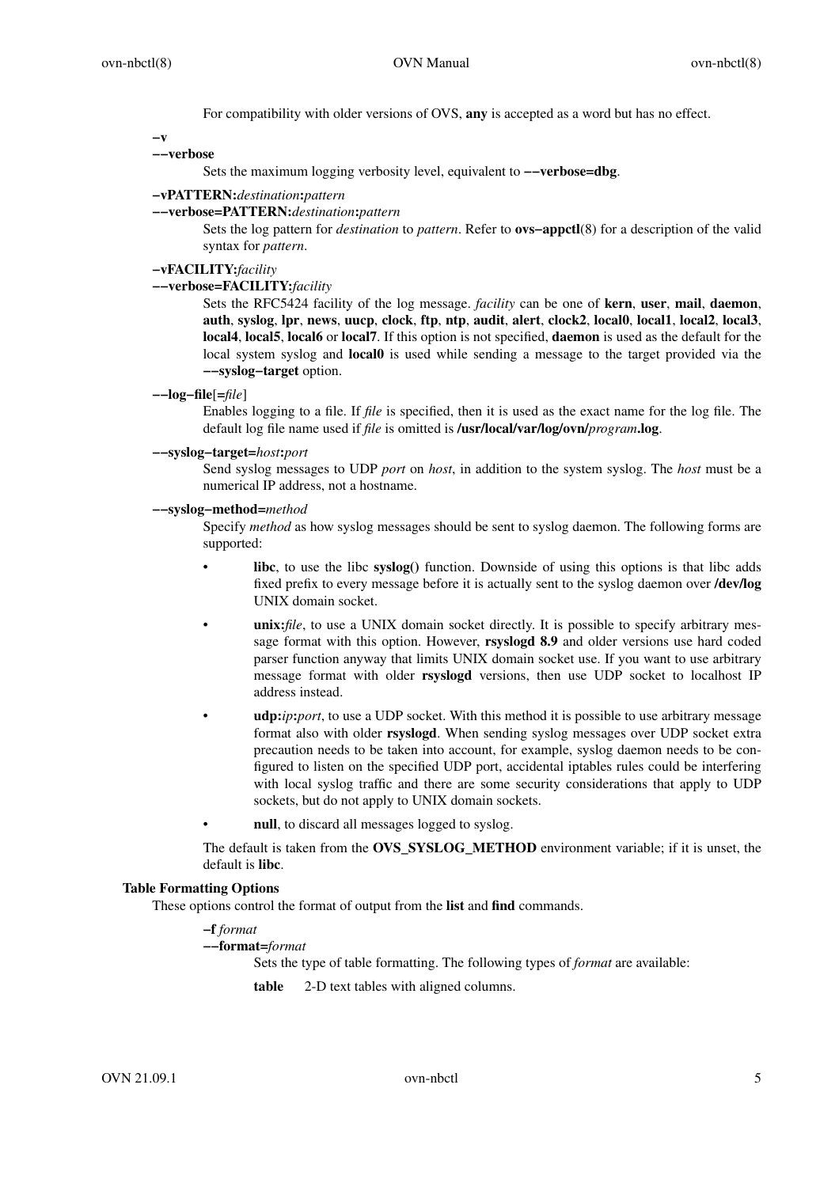For compatibility with older versions of OVS, **any** is accepted as a word but has no effect.

**−v**
**−−verbose**
Sets the maximum logging verbosity level, equivalent to **−−verbose=dbg**.

**−vPATTERN:***destination***:***pattern*
**−−verbose=PATTERN:***destination***:***pattern*
Sets the log pattern for *destination* to *pattern*. Refer to **ovs−appctl**(8) for a description of the valid syntax for *pattern*.

**−vFACILITY:***facility*
**−−verbose=FACILITY:***facility*
Sets the RFC5424 facility of the log message. *facility* can be one of **kern**, **user**, **mail**, **daemon**, **auth**, **syslog**, **lpr**, **news**, **uucp**, **clock**, **ftp**, **ntp**, **audit**, **alert**, **clock2**, **local0**, **local1**, **local2**, **local3**, **local4**, **local5**, **local6** or **local7**. If this option is not specified, **daemon** is used as the default for the local system syslog and **local0** is used while sending a message to the target provided via the **−−syslog−target** option.

**−−log−file**[**=***file*]
Enables logging to a file. If *file* is specified, then it is used as the exact name for the log file. The default log file name used if *file* is omitted is **/usr/local/var/log/ovn/***program***.log**.

**−−syslog−target=***host***:***port*
Send syslog messages to UDP *port* on *host*, in addition to the system syslog. The *host* must be a numerical IP address, not a hostname.

**−−syslog−method=***method*
Specify *method* as how syslog messages should be sent to syslog daemon. The following forms are supported:

- **libc**, to use the libc **syslog()** function. Downside of using this options is that libc adds fixed prefix to every message before it is actually sent to the syslog daemon over **/dev/log** UNIX domain socket.
- **unix:***file*, to use a UNIX domain socket directly. It is possible to specify arbitrary message format with this option. However, **rsyslogd 8.9** and older versions use hard coded parser function anyway that limits UNIX domain socket use. If you want to use arbitrary message format with older **rsyslogd** versions, then use UDP socket to localhost IP address instead.
- **udp:***ip***:***port*, to use a UDP socket. With this method it is possible to use arbitrary message format also with older **rsyslogd**. When sending syslog messages over UDP socket extra precaution needs to be taken into account, for example, syslog daemon needs to be configured to listen on the specified UDP port, accidental iptables rules could be interfering with local syslog traffic and there are some security considerations that apply to UDP sockets, but do not apply to UNIX domain sockets.
- **null**, to discard all messages logged to syslog.

The default is taken from the **OVS_SYSLOG_METHOD** environment variable; if it is unset, the default is **libc**.

### Table Formatting Options

These options control the format of output from the **list** and **find** commands.

**−f** *format*
**−−format=***format*
Sets the type of table formatting. The following types of *format* are available:

**table** 2-D text tables with aligned columns.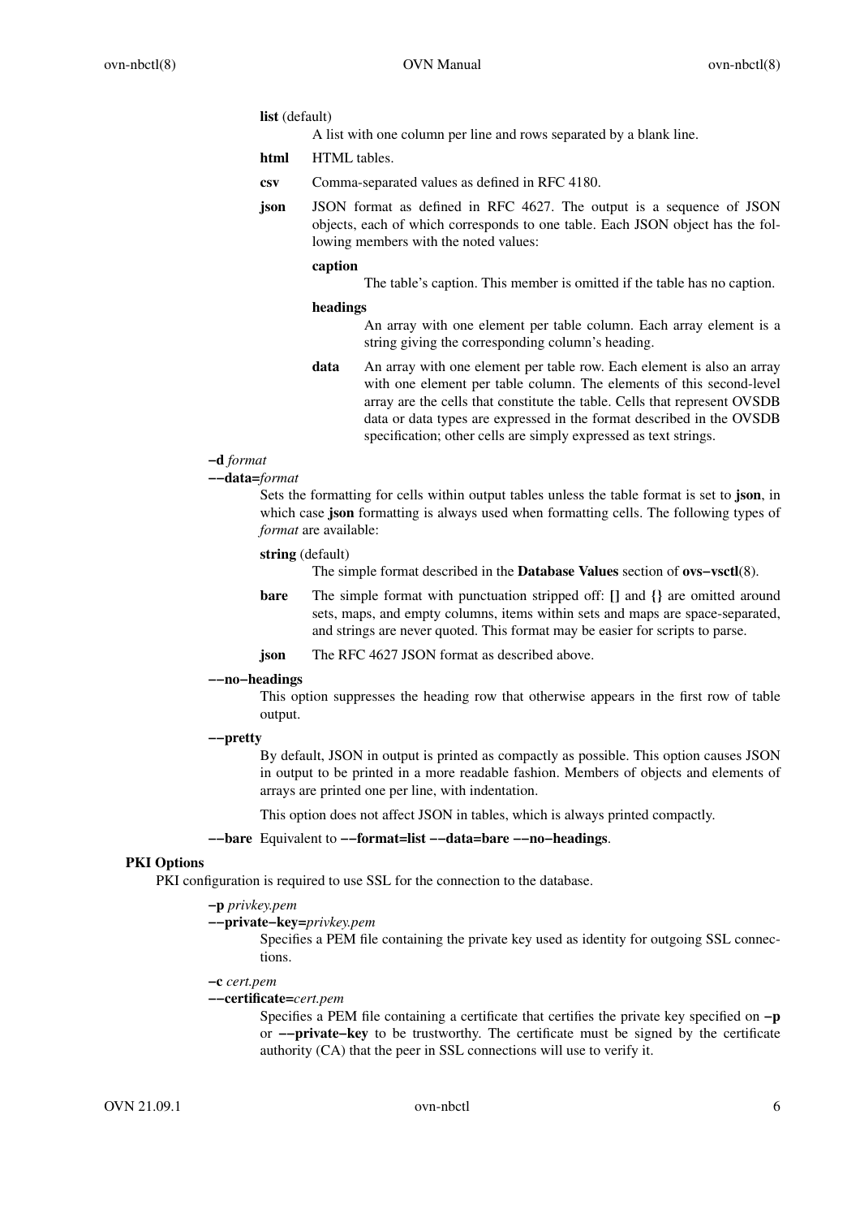**list** (default)

A list with one column per line and rows separated by a blank line.

**html** HTML tables.

**csv** Comma-separated values as defined in RFC 4180.

**json** JSON format as defined in RFC 4627. The output is a sequence of JSON objects, each of which corresponds to one table. Each JSON object has the following members with the noted values:

**caption**

The table's caption. This member is omitted if the table has no caption.

**headings**

An array with one element per table column. Each array element is a string giving the corresponding column's heading.

**data** An array with one element per table row. Each element is also an array with one element per table column. The elements of this second-level array are the cells that constitute the table. Cells that represent OVSDB data or data types are expressed in the format described in the OVSDB specification; other cells are simply expressed as text strings.

**−d** *format*

**−−data=***format*

Sets the formatting for cells within output tables unless the table format is set to **json**, in which case **json** formatting is always used when formatting cells. The following types of *format* are available:

**string** (default)

The simple format described in the **Database Values** section of **ovs−vsctl**(8).

**bare** The simple format with punctuation stripped off: **[]** and **{}** are omitted around sets, maps, and empty columns, items within sets and maps are space-separated, and strings are never quoted. This format may be easier for scripts to parse.

**json** The RFC 4627 JSON format as described above.

**−−no−headings**

This option suppresses the heading row that otherwise appears in the first row of table output.

**−−pretty**

By default, JSON in output is printed as compactly as possible. This option causes JSON in output to be printed in a more readable fashion. Members of objects and elements of arrays are printed one per line, with indentation.

This option does not affect JSON in tables, which is always printed compactly.

**−−bare** Equivalent to **−−format=list −−data=bare −−no−headings**.

## PKI Options

PKI configuration is required to use SSL for the connection to the database.

**−p** *privkey.pem*

**−−private−key=***privkey.pem*

Specifies a PEM file containing the private key used as identity for outgoing SSL connections.

**−c** *cert.pem*

**−−certificate=***cert.pem*

Specifies a PEM file containing a certificate that certifies the private key specified on **−p** or **−−private−key** to be trustworthy. The certificate must be signed by the certificate authority (CA) that the peer in SSL connections will use to verify it.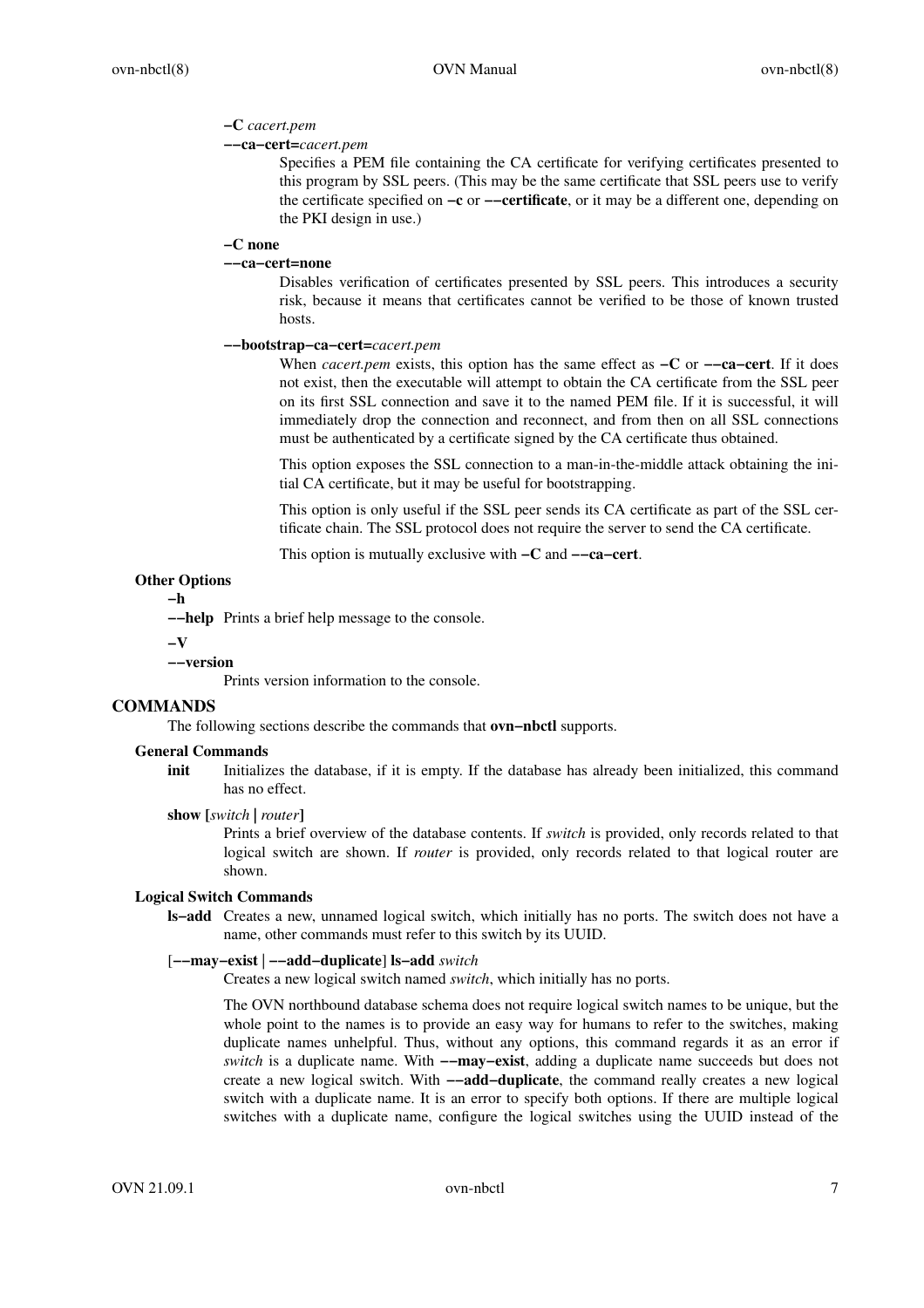**−C** *cacert.pem*
**−−ca−cert=***cacert.pem*

Specifies a PEM file containing the CA certificate for verifying certificates presented to this program by SSL peers. (This may be the same certificate that SSL peers use to verify the certificate specified on **−c** or **−−certificate**, or it may be a different one, depending on the PKI design in use.)

**−C none**
**−−ca−cert=none**

Disables verification of certificates presented by SSL peers. This introduces a security risk, because it means that certificates cannot be verified to be those of known trusted hosts.

**−−bootstrap−ca−cert=***cacert.pem*

When *cacert.pem* exists, this option has the same effect as **−C** or **−−ca−cert**. If it does not exist, then the executable will attempt to obtain the CA certificate from the SSL peer on its first SSL connection and save it to the named PEM file. If it is successful, it will immediately drop the connection and reconnect, and from then on all SSL connections must be authenticated by a certificate signed by the CA certificate thus obtained.

This option exposes the SSL connection to a man-in-the-middle attack obtaining the initial CA certificate, but it may be useful for bootstrapping.

This option is only useful if the SSL peer sends its CA certificate as part of the SSL certificate chain. The SSL protocol does not require the server to send the CA certificate.

This option is mutually exclusive with **−C** and **−−ca−cert**.

### Other Options

**−h**
**−−help** Prints a brief help message to the console.

**−V**
**−−version**

Prints version information to the console.

## COMMANDS

The following sections describe the commands that **ovn−nbctl** supports.

### General Commands

**init** Initializes the database, if it is empty. If the database has already been initialized, this command has no effect.

**show [***switch* **|** *router***]**

Prints a brief overview of the database contents. If *switch* is provided, only records related to that logical switch are shown. If *router* is provided, only records related to that logical router are shown.

### Logical Switch Commands

**ls−add** Creates a new, unnamed logical switch, which initially has no ports. The switch does not have a name, other commands must refer to this switch by its UUID.

[**−−may−exist | −−add−duplicate**] **ls−add** *switch*

Creates a new logical switch named *switch*, which initially has no ports.

The OVN northbound database schema does not require logical switch names to be unique, but the whole point to the names is to provide an easy way for humans to refer to the switches, making duplicate names unhelpful. Thus, without any options, this command regards it as an error if *switch* is a duplicate name. With **−−may−exist**, adding a duplicate name succeeds but does not create a new logical switch. With **−−add−duplicate**, the command really creates a new logical switch with a duplicate name. It is an error to specify both options. If there are multiple logical switches with a duplicate name, configure the logical switches using the UUID instead of the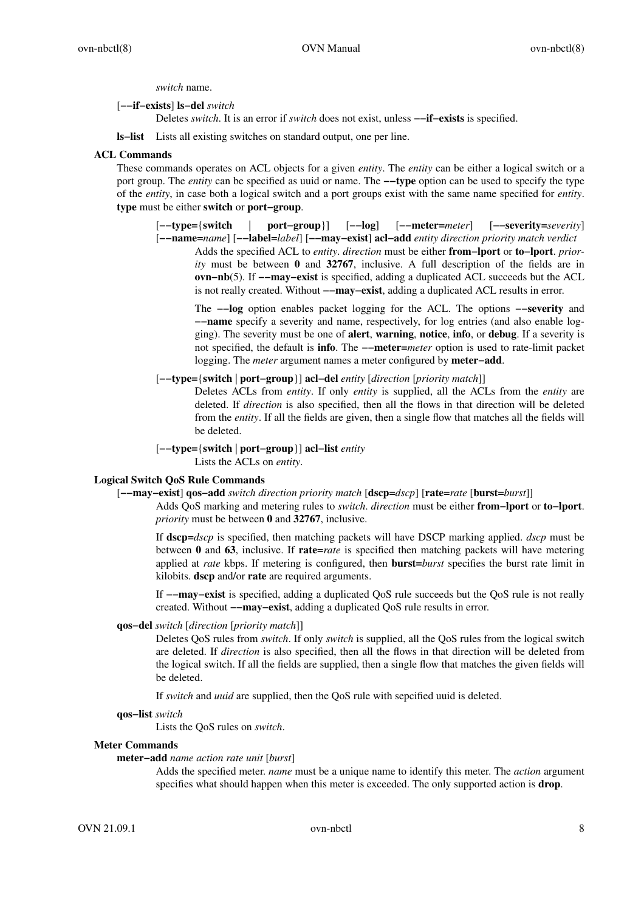*switch* name.

[**−−if−exists**] **ls−del** *switch*

Deletes *switch*. It is an error if *switch* does not exist, unless **−−if−exists** is specified.

**ls−list** Lists all existing switches on standard output, one per line.

### ACL Commands

These commands operates on ACL objects for a given *entity*. The *entity* can be either a logical switch or a port group. The *entity* can be specified as uuid or name. The **−−type** option can be used to specify the type of the *entity*, in case both a logical switch and a port groups exist with the same name specified for *entity*. **type** must be either **switch** or **port−group**.

[**−−type=**{**switch** | **port−group**}] [**−−log**] [**−−meter=***meter*] [**−−severity=***severity*] [**−−name=***name*] [**−−label=***label*] [**−−may−exist**] **acl−add** *entity direction priority match verdict*

Adds the specified ACL to *entity*. *direction* must be either **from−lport** or **to−lport**. *priority* must be between **0** and **32767**, inclusive. A full description of the fields are in **ovn−nb**(5). If **−−may−exist** is specified, adding a duplicated ACL succeeds but the ACL is not really created. Without **−−may−exist**, adding a duplicated ACL results in error.

The **−−log** option enables packet logging for the ACL. The options **−−severity** and **−−name** specify a severity and name, respectively, for log entries (and also enable logging). The severity must be one of **alert**, **warning**, **notice**, **info**, or **debug**. If a severity is not specified, the default is **info**. The **−−meter=***meter* option is used to rate-limit packet logging. The *meter* argument names a meter configured by **meter−add**.

[**−−type=**{**switch** | **port−group**}] **acl−del** *entity* [*direction* [*priority match*]]

Deletes ACLs from *entity*. If only *entity* is supplied, all the ACLs from the *entity* are deleted. If *direction* is also specified, then all the flows in that direction will be deleted from the *entity*. If all the fields are given, then a single flow that matches all the fields will be deleted.

[**−−type=**{**switch** | **port−group**}] **acl−list** *entity*

Lists the ACLs on *entity*.

### Logical Switch QoS Rule Commands

[**−−may−exist**] **qos−add** *switch direction priority match* [**dscp=***dscp*] [**rate=***rate* [**burst=***burst*]]

Adds QoS marking and metering rules to *switch*. *direction* must be either **from−lport** or **to−lport**. *priority* must be between **0** and **32767**, inclusive.

If **dscp=***dscp* is specified, then matching packets will have DSCP marking applied. *dscp* must be between **0** and **63**, inclusive. If **rate=***rate* is specified then matching packets will have metering applied at *rate* kbps. If metering is configured, then **burst=***burst* specifies the burst rate limit in kilobits. **dscp** and/or **rate** are required arguments.

If **−−may−exist** is specified, adding a duplicated QoS rule succeeds but the QoS rule is not really created. Without **−−may−exist**, adding a duplicated QoS rule results in error.

**qos−del** *switch* [*direction* [*priority match*]]

Deletes QoS rules from *switch*. If only *switch* is supplied, all the QoS rules from the logical switch are deleted. If *direction* is also specified, then all the flows in that direction will be deleted from the logical switch. If all the fields are supplied, then a single flow that matches the given fields will be deleted.

If *switch* and *uuid* are supplied, then the QoS rule with sepcified uuid is deleted.

**qos−list** *switch*

Lists the QoS rules on *switch*.

### Meter Commands

**meter−add** *name action rate unit* [*burst*]

Adds the specified meter. *name* must be a unique name to identify this meter. The *action* argument specifies what should happen when this meter is exceeded. The only supported action is **drop**.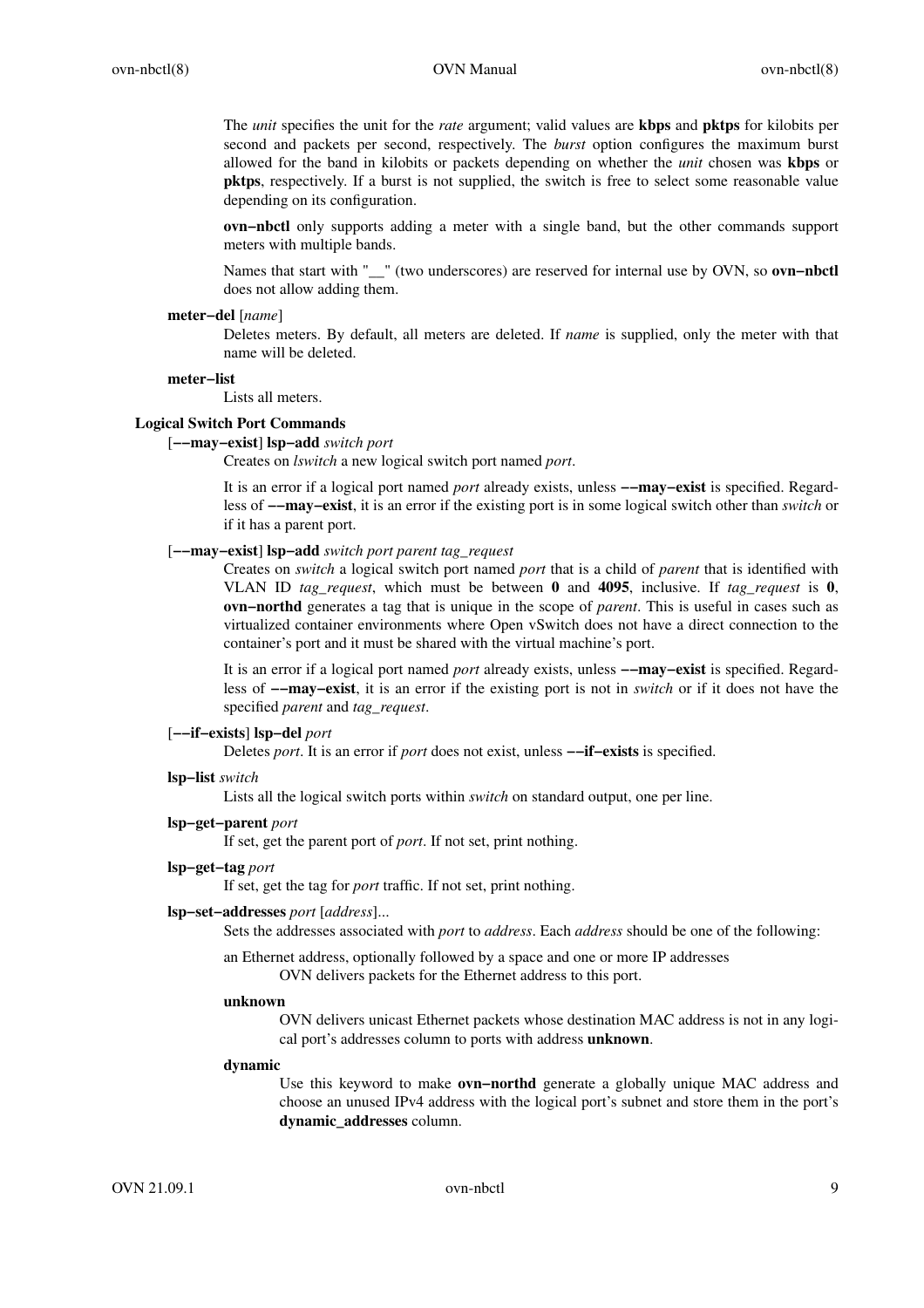The *unit* specifies the unit for the *rate* argument; valid values are **kbps** and **pktps** for kilobits per second and packets per second, respectively. The *burst* option configures the maximum burst allowed for the band in kilobits or packets depending on whether the *unit* chosen was **kbps** or **pktps**, respectively. If a burst is not supplied, the switch is free to select some reasonable value depending on its configuration.

**ovn−nbctl** only supports adding a meter with a single band, but the other commands support meters with multiple bands.

Names that start with "__" (two underscores) are reserved for internal use by OVN, so **ovn−nbctl** does not allow adding them.

**meter−del** [*name*]

Deletes meters. By default, all meters are deleted. If *name* is supplied, only the meter with that name will be deleted.

**meter−list**

Lists all meters.

### Logical Switch Port Commands

[**−−may−exist**] **lsp−add** *switch port*

Creates on *lswitch* a new logical switch port named *port*.

It is an error if a logical port named *port* already exists, unless **−−may−exist** is specified. Regardless of **−−may−exist**, it is an error if the existing port is in some logical switch other than *switch* or if it has a parent port.

[**−−may−exist**] **lsp−add** *switch port parent tag_request*

Creates on *switch* a logical switch port named *port* that is a child of *parent* that is identified with VLAN ID *tag_request*, which must be between **0** and **4095**, inclusive. If *tag_request* is **0**, **ovn−northd** generates a tag that is unique in the scope of *parent*. This is useful in cases such as virtualized container environments where Open vSwitch does not have a direct connection to the container's port and it must be shared with the virtual machine's port.

It is an error if a logical port named *port* already exists, unless **−−may−exist** is specified. Regardless of **−−may−exist**, it is an error if the existing port is not in *switch* or if it does not have the specified *parent* and *tag_request*.

[**−−if−exists**] **lsp−del** *port*

Deletes *port*. It is an error if *port* does not exist, unless **−−if−exists** is specified.

**lsp−list** *switch*

Lists all the logical switch ports within *switch* on standard output, one per line.

**lsp−get−parent** *port*

If set, get the parent port of *port*. If not set, print nothing.

**lsp−get−tag** *port*

If set, get the tag for *port* traffic. If not set, print nothing.

**lsp−set−addresses** *port* [*address*]...

Sets the addresses associated with *port* to *address*. Each *address* should be one of the following:

an Ethernet address, optionally followed by a space and one or more IP addresses

OVN delivers packets for the Ethernet address to this port.

**unknown**

OVN delivers unicast Ethernet packets whose destination MAC address is not in any logical port's addresses column to ports with address **unknown**.

**dynamic**

Use this keyword to make **ovn−northd** generate a globally unique MAC address and choose an unused IPv4 address with the logical port's subnet and store them in the port's **dynamic_addresses** column.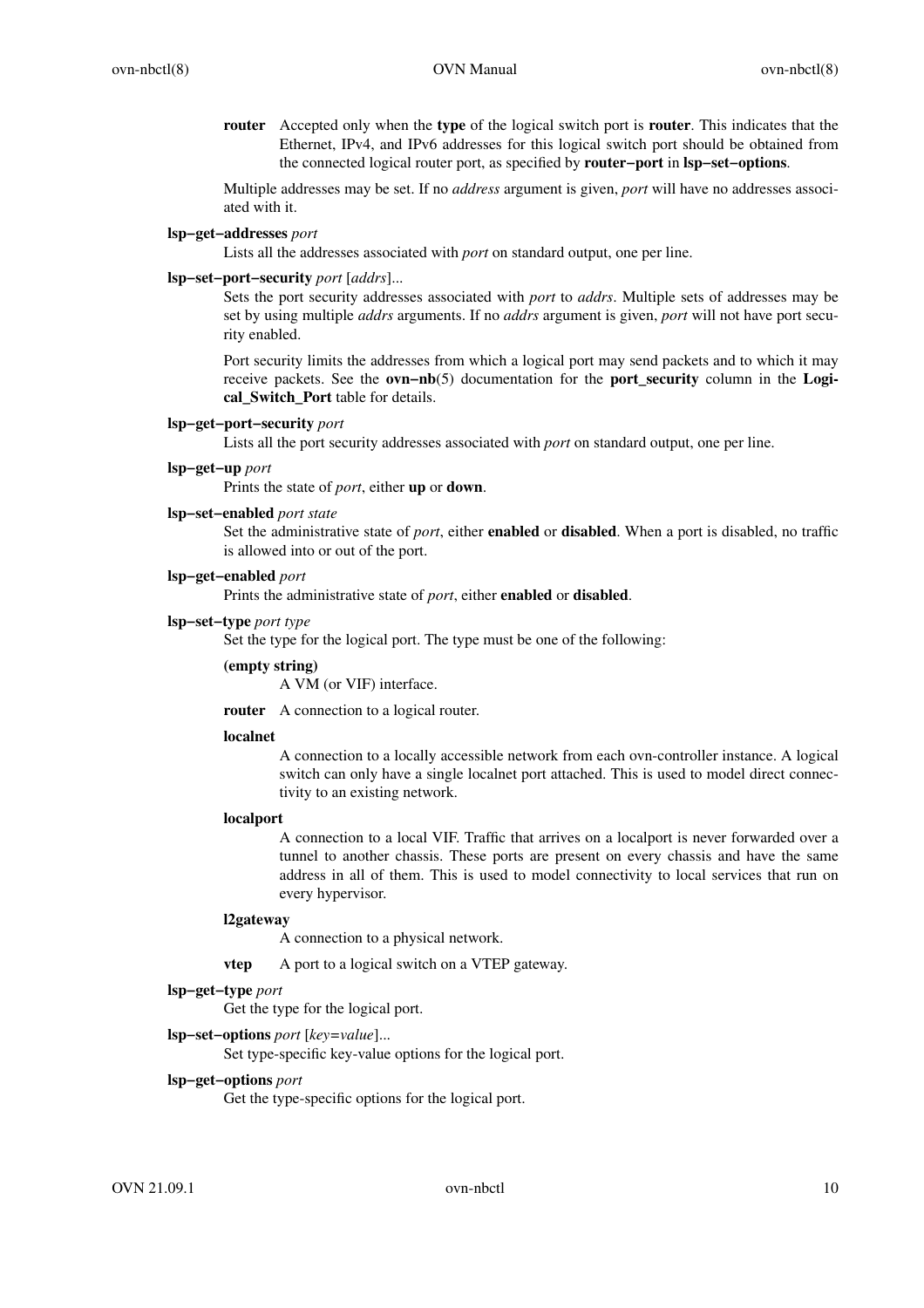**router** Accepted only when the **type** of the logical switch port is **router**. This indicates that the Ethernet, IPv4, and IPv6 addresses for this logical switch port should be obtained from the connected logical router port, as specified by **router−port** in **lsp−set−options**.

Multiple addresses may be set. If no *address* argument is given, *port* will have no addresses associated with it.

**lsp−get−addresses** *port*

Lists all the addresses associated with *port* on standard output, one per line.

**lsp−set−port−security** *port* [*addrs*]...

Sets the port security addresses associated with *port* to *addrs*. Multiple sets of addresses may be set by using multiple *addrs* arguments. If no *addrs* argument is given, *port* will not have port security enabled.

Port security limits the addresses from which a logical port may send packets and to which it may receive packets. See the **ovn−nb**(5) documentation for the **port_security** column in the **Logical_Switch_Port** table for details.

**lsp−get−port−security** *port*

Lists all the port security addresses associated with *port* on standard output, one per line.

**lsp−get−up** *port*

Prints the state of *port*, either **up** or **down**.

**lsp−set−enabled** *port state*

Set the administrative state of *port*, either **enabled** or **disabled**. When a port is disabled, no traffic is allowed into or out of the port.

**lsp−get−enabled** *port*

Prints the administrative state of *port*, either **enabled** or **disabled**.

**lsp−set−type** *port type*

Set the type for the logical port. The type must be one of the following:

**(empty string)**

A VM (or VIF) interface.

**router** A connection to a logical router.

**localnet**

A connection to a locally accessible network from each ovn-controller instance. A logical switch can only have a single localnet port attached. This is used to model direct connectivity to an existing network.

**localport**

A connection to a local VIF. Traffic that arrives on a localport is never forwarded over a tunnel to another chassis. These ports are present on every chassis and have the same address in all of them. This is used to model connectivity to local services that run on every hypervisor.

**l2gateway**

A connection to a physical network.

**vtep** A port to a logical switch on a VTEP gateway.

**lsp−get−type** *port*

Get the type for the logical port.

**lsp−set−options** *port* [*key*=*value*]...

Set type-specific key-value options for the logical port.

**lsp−get−options** *port*

Get the type-specific options for the logical port.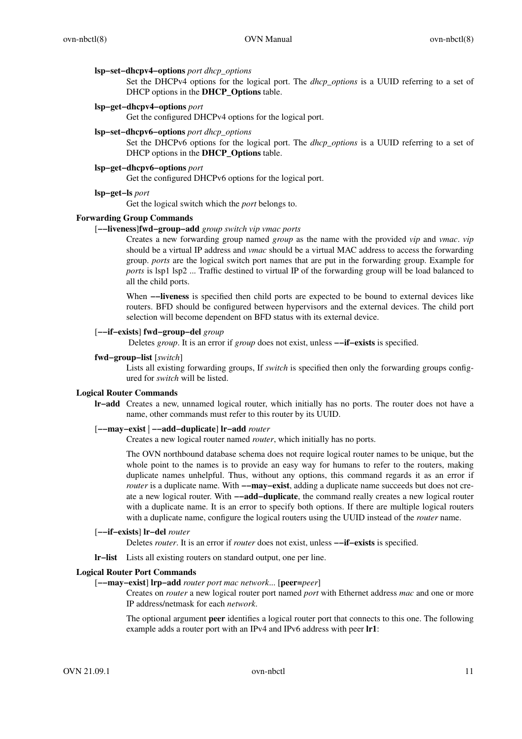**lsp−set−dhcpv4−options** *port dhcp_options*

Set the DHCPv4 options for the logical port. The *dhcp_options* is a UUID referring to a set of DHCP options in the **DHCP_Options** table.

**lsp−get−dhcpv4−options** *port*

Get the configured DHCPv4 options for the logical port.

**lsp−set−dhcpv6−options** *port dhcp_options*

Set the DHCPv6 options for the logical port. The *dhcp_options* is a UUID referring to a set of DHCP options in the **DHCP_Options** table.

**lsp−get−dhcpv6−options** *port*

Get the configured DHCPv6 options for the logical port.

**lsp−get−ls** *port*

Get the logical switch which the *port* belongs to.

### Forwarding Group Commands

[**−−liveness**]**fwd−group−add** *group switch vip vmac ports*

Creates a new forwarding group named *group* as the name with the provided *vip* and *vmac*. *vip* should be a virtual IP address and *vmac* should be a virtual MAC address to access the forwarding group. *ports* are the logical switch port names that are put in the forwarding group. Example for *ports* is lsp1 lsp2 ... Traffic destined to virtual IP of the forwarding group will be load balanced to all the child ports.

When **−−liveness** is specified then child ports are expected to be bound to external devices like routers. BFD should be configured between hypervisors and the external devices. The child port selection will become dependent on BFD status with its external device.

[**−−if−exists**] **fwd−group−del** *group*

Deletes *group*. It is an error if *group* does not exist, unless **−−if−exists** is specified.

**fwd−group−list** [*switch*]

Lists all existing forwarding groups, If *switch* is specified then only the forwarding groups configured for *switch* will be listed.

### Logical Router Commands

**lr−add**

Creates a new, unnamed logical router, which initially has no ports. The router does not have a name, other commands must refer to this router by its UUID.

[**−−may−exist** | **−−add−duplicate**] **lr−add** *router*

Creates a new logical router named *router*, which initially has no ports.

The OVN northbound database schema does not require logical router names to be unique, but the whole point to the names is to provide an easy way for humans to refer to the routers, making duplicate names unhelpful. Thus, without any options, this command regards it as an error if *router* is a duplicate name. With **−−may−exist**, adding a duplicate name succeeds but does not create a new logical router. With **−−add−duplicate**, the command really creates a new logical router with a duplicate name. It is an error to specify both options. If there are multiple logical routers with a duplicate name, configure the logical routers using the UUID instead of the *router* name.

[**−−if−exists**] **lr−del** *router*

Deletes *router*. It is an error if *router* does not exist, unless **−−if−exists** is specified.

**lr−list**

Lists all existing routers on standard output, one per line.

### Logical Router Port Commands

[**−−may−exist**] **lrp−add** *router port mac network*... [**peer=***peer*]

Creates on *router* a new logical router port named *port* with Ethernet address *mac* and one or more IP address/netmask for each *network*.

The optional argument **peer** identifies a logical router port that connects to this one. The following example adds a router port with an IPv4 and IPv6 address with peer **lr1**: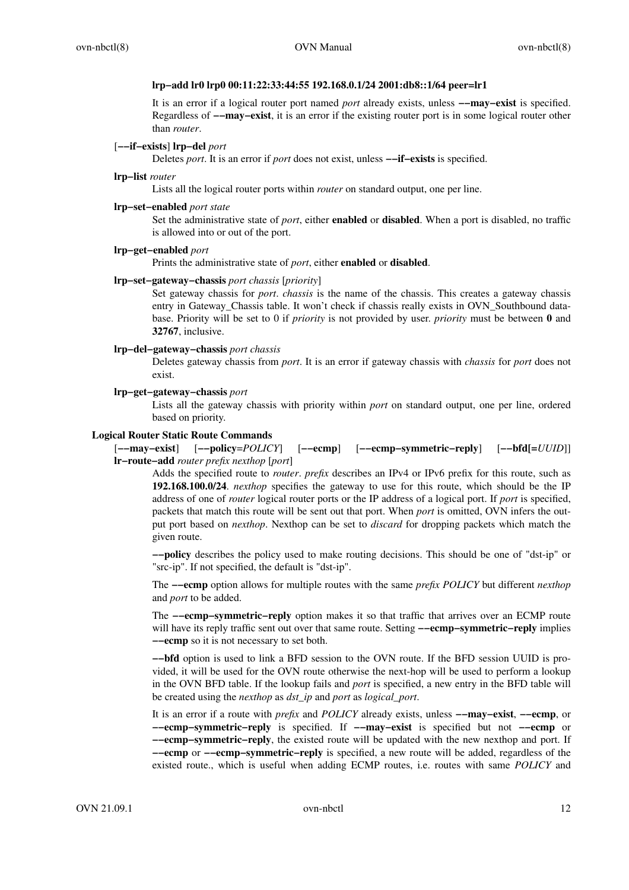**lrp−add lr0 lrp0 00:11:22:33:44:55 192.168.0.1/24 2001:db8::1/64 peer=lr1**

It is an error if a logical router port named *port* already exists, unless **−−may−exist** is specified. Regardless of **−−may−exist**, it is an error if the existing router port is in some logical router other than *router*.

[**−−if−exists**] **lrp−del** *port*

Deletes *port*. It is an error if *port* does not exist, unless **−−if−exists** is specified.

**lrp−list** *router*

Lists all the logical router ports within *router* on standard output, one per line.

**lrp−set−enabled** *port state*

Set the administrative state of *port*, either **enabled** or **disabled**. When a port is disabled, no traffic is allowed into or out of the port.

**lrp−get−enabled** *port*

Prints the administrative state of *port*, either **enabled** or **disabled**.

**lrp−set−gateway−chassis** *port chassis* [*priority*]

Set gateway chassis for *port*. *chassis* is the name of the chassis. This creates a gateway chassis entry in Gateway_Chassis table. It won't check if chassis really exists in OVN_Southbound database. Priority will be set to 0 if *priority* is not provided by user. *priority* must be between **0** and **32767**, inclusive.

**lrp−del−gateway−chassis** *port chassis*

Deletes gateway chassis from *port*. It is an error if gateway chassis with *chassis* for *port* does not exist.

**lrp−get−gateway−chassis** *port*

Lists all the gateway chassis with priority within *port* on standard output, one per line, ordered based on priority.

### Logical Router Static Route Commands

[**−−may−exist**] [**−−policy**=*POLICY*] [**−−ecmp**] [**−−ecmp−symmetric−reply**] [**−−bfd[=***UUID***]**] **lr−route−add** *router prefix nexthop* [*port*]

Adds the specified route to *router*. *prefix* describes an IPv4 or IPv6 prefix for this route, such as **192.168.100.0/24**. *nexthop* specifies the gateway to use for this route, which should be the IP address of one of *router* logical router ports or the IP address of a logical port. If *port* is specified, packets that match this route will be sent out that port. When *port* is omitted, OVN infers the output port based on *nexthop*. Nexthop can be set to *discard* for dropping packets which match the given route.

**−−policy** describes the policy used to make routing decisions. This should be one of "dst-ip" or "src-ip". If not specified, the default is "dst-ip".

The **−−ecmp** option allows for multiple routes with the same *prefix POLICY* but different *nexthop* and *port* to be added.

The **−−ecmp−symmetric−reply** option makes it so that traffic that arrives over an ECMP route will have its reply traffic sent out over that same route. Setting **−−ecmp−symmetric−reply** implies **−−ecmp** so it is not necessary to set both.

**−−bfd** option is used to link a BFD session to the OVN route. If the BFD session UUID is provided, it will be used for the OVN route otherwise the next-hop will be used to perform a lookup in the OVN BFD table. If the lookup fails and *port* is specified, a new entry in the BFD table will be created using the *nexthop* as *dst_ip* and *port* as *logical_port*.

It is an error if a route with *prefix* and *POLICY* already exists, unless **−−may−exist**, **−−ecmp**, or **−−ecmp−symmetric−reply** is specified. If **−−may−exist** is specified but not **−−ecmp** or **−−ecmp−symmetric−reply**, the existed route will be updated with the new nexthop and port. If **−−ecmp** or **−−ecmp−symmetric−reply** is specified, a new route will be added, regardless of the existed route., which is useful when adding ECMP routes, i.e. routes with same *POLICY* and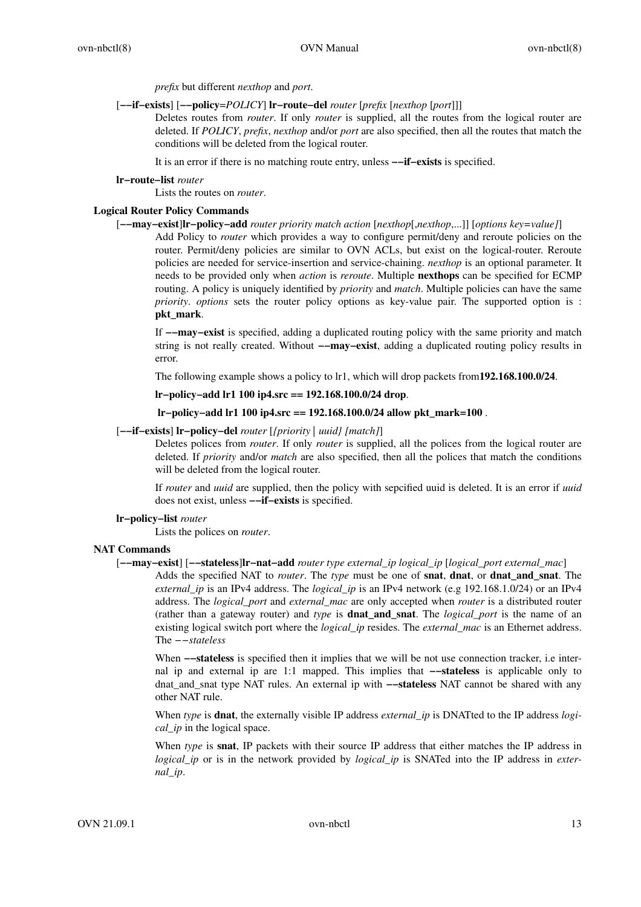*prefix* but different *nexthop* and *port*.

[**--if-exists**] [**--policy**=*POLICY*] **lr-route-del** *router* [*prefix* [*nexthop* [*port*]]]

Deletes routes from *router*. If only *router* is supplied, all the routes from the logical router are deleted. If *POLICY*, *prefix*, *nexthop* and/or *port* are also specified, then all the routes that match the conditions will be deleted from the logical router.

It is an error if there is no matching route entry, unless **--if-exists** is specified.

**lr-route-list** *router*

Lists the routes on *router*.

### Logical Router Policy Commands

[**--may-exist**]**lr-policy-add** *router priority match action* [*nexthop*[,*nexthop*,...]] [*options key=value]*]

Add Policy to *router* which provides a way to configure permit/deny and reroute policies on the router. Permit/deny policies are similar to OVN ACLs, but exist on the logical-router. Reroute policies are needed for service-insertion and service-chaining. *nexthop* is an optional parameter. It needs to be provided only when *action* is *reroute*. Multiple **nexthops** can be specified for ECMP routing. A policy is uniquely identified by *priority* and *match*. Multiple policies can have the same *priority*. *options* sets the router policy options as key-value pair. The supported option is : **pkt_mark**.

If **--may-exist** is specified, adding a duplicated routing policy with the same priority and match string is not really created. Without **--may-exist**, adding a duplicated routing policy results in error.

The following example shows a policy to lr1, which will drop packets from**192.168.100.0/24**.

**lr-policy-add lr1 100 ip4.src == 192.168.100.0/24 drop**.

**lr-policy-add lr1 100 ip4.src == 192.168.100.0/24 allow pkt_mark=100** .

[**--if-exists**] **lr-policy-del** *router* [*{priority | uuid} [match]*]

Deletes polices from *router*. If only *router* is supplied, all the polices from the logical router are deleted. If *priority* and/or *match* are also specified, then all the polices that match the conditions will be deleted from the logical router.

If *router* and *uuid* are supplied, then the policy with sepcified uuid is deleted. It is an error if *uuid* does not exist, unless **--if-exists** is specified.

**lr-policy-list** *router*

Lists the polices on *router*.

### NAT Commands

[**--may-exist**] [**--stateless**]**lr-nat-add** *router type external_ip logical_ip* [*logical_port external_mac*]

Adds the specified NAT to *router*. The *type* must be one of **snat**, **dnat**, or **dnat_and_snat**. The *external_ip* is an IPv4 address. The *logical_ip* is an IPv4 network (e.g 192.168.1.0/24) or an IPv4 address. The *logical_port* and *external_mac* are only accepted when *router* is a distributed router (rather than a gateway router) and *type* is **dnat_and_snat**. The *logical_port* is the name of an existing logical switch port where the *logical_ip* resides. The *external_mac* is an Ethernet address. The *--stateless*

When **--stateless** is specified then it implies that we will be not use connection tracker, i.e internal ip and external ip are 1:1 mapped. This implies that **--stateless** is applicable only to dnat_and_snat type NAT rules. An external ip with **--stateless** NAT cannot be shared with any other NAT rule.

When *type* is **dnat**, the externally visible IP address *external_ip* is DNATted to the IP address *logical_ip* in the logical space.

When *type* is **snat**, IP packets with their source IP address that either matches the IP address in *logical_ip* or is in the network provided by *logical_ip* is SNATed into the IP address in *external_ip*.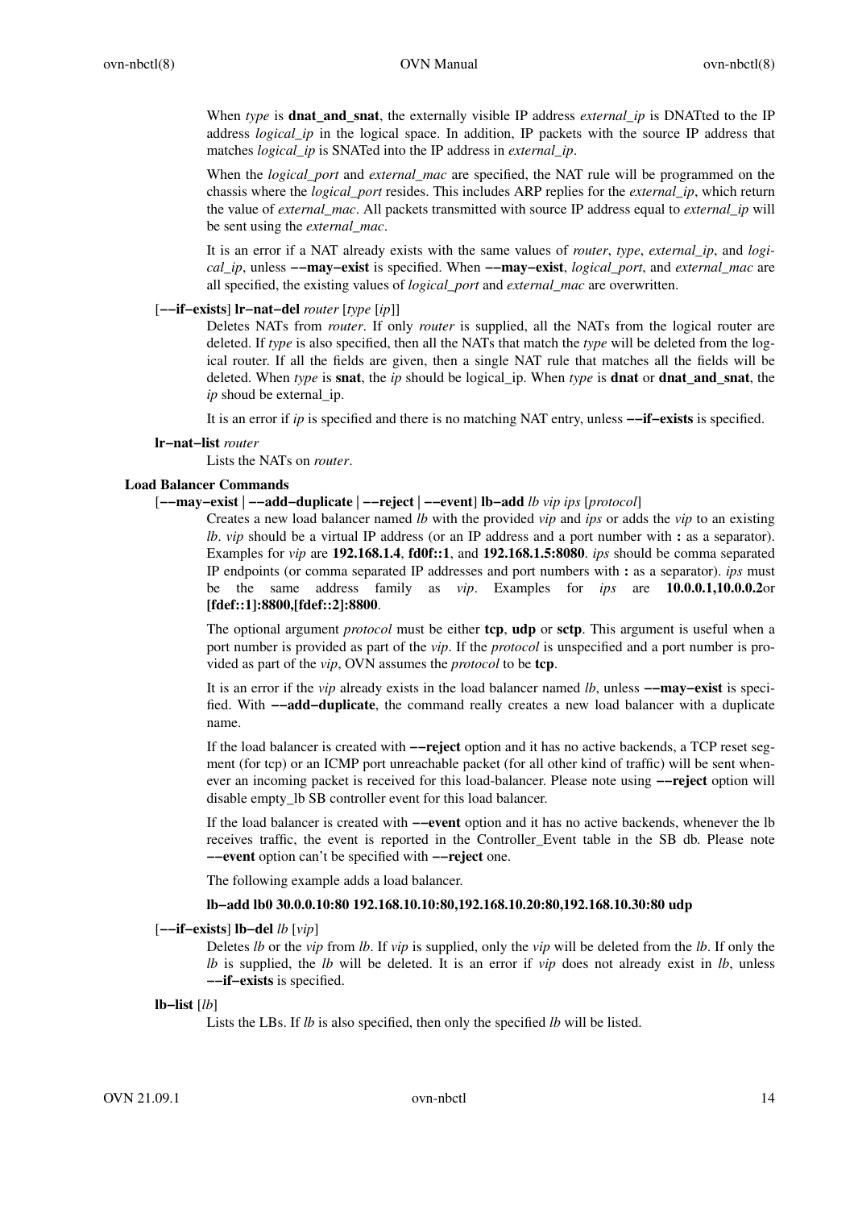When *type* is **dnat_and_snat**, the externally visible IP address *external_ip* is DNATted to the IP address *logical_ip* in the logical space. In addition, IP packets with the source IP address that matches *logical_ip* is SNATed into the IP address in *external_ip*.

When the *logical_port* and *external_mac* are specified, the NAT rule will be programmed on the chassis where the *logical_port* resides. This includes ARP replies for the *external_ip*, which return the value of *external_mac*. All packets transmitted with source IP address equal to *external_ip* will be sent using the *external_mac*.

It is an error if a NAT already exists with the same values of *router*, *type*, *external_ip*, and *logical_ip*, unless **−−may−exist** is specified. When **−−may−exist**, *logical_port*, and *external_mac* are all specified, the existing values of *logical_port* and *external_mac* are overwritten.

[**−−if−exists**] **lr−nat−del** *router* [*type* [*ip*]]

Deletes NATs from *router*. If only *router* is supplied, all the NATs from the logical router are deleted. If *type* is also specified, then all the NATs that match the *type* will be deleted from the logical router. If all the fields are given, then a single NAT rule that matches all the fields will be deleted. When *type* is **snat**, the *ip* should be logical_ip. When *type* is **dnat** or **dnat_and_snat**, the *ip* shoud be external_ip.

It is an error if *ip* is specified and there is no matching NAT entry, unless **−−if−exists** is specified.

**lr−nat−list** *router*

Lists the NATs on *router*.

### Load Balancer Commands

[**−−may−exist | −−add−duplicate | −−reject | −−event**] **lb−add** *lb vip ips* [*protocol*]

Creates a new load balancer named *lb* with the provided *vip* and *ips* or adds the *vip* to an existing *lb*. *vip* should be a virtual IP address (or an IP address and a port number with **:** as a separator). Examples for *vip* are **192.168.1.4**, **fd0f::1**, and **192.168.1.5:8080**. *ips* should be comma separated IP endpoints (or comma separated IP addresses and port numbers with **:** as a separator). *ips* must be the same address family as *vip*. Examples for *ips* are **10.0.0.1,10.0.0.2**or **[fdef::1]:8800,[fdef::2]:8800**.

The optional argument *protocol* must be either **tcp**, **udp** or **sctp**. This argument is useful when a port number is provided as part of the *vip*. If the *protocol* is unspecified and a port number is provided as part of the *vip*, OVN assumes the *protocol* to be **tcp**.

It is an error if the *vip* already exists in the load balancer named *lb*, unless **−−may−exist** is specified. With **−−add−duplicate**, the command really creates a new load balancer with a duplicate name.

If the load balancer is created with **−−reject** option and it has no active backends, a TCP reset segment (for tcp) or an ICMP port unreachable packet (for all other kind of traffic) will be sent whenever an incoming packet is received for this load-balancer. Please note using **−−reject** option will disable empty_lb SB controller event for this load balancer.

If the load balancer is created with **−−event** option and it has no active backends, whenever the lb receives traffic, the event is reported in the Controller_Event table in the SB db. Please note **−−event** option can't be specified with **−−reject** one.

The following example adds a load balancer.

**lb−add lb0 30.0.0.10:80 192.168.10.10:80,192.168.10.20:80,192.168.10.30:80 udp**

[**−−if−exists**] **lb−del** *lb* [*vip*]

Deletes *lb* or the *vip* from *lb*. If *vip* is supplied, only the *vip* will be deleted from the *lb*. If only the *lb* is supplied, the *lb* will be deleted. It is an error if *vip* does not already exist in *lb*, unless **−−if−exists** is specified.

**lb−list** [*lb*]

Lists the LBs. If *lb* is also specified, then only the specified *lb* will be listed.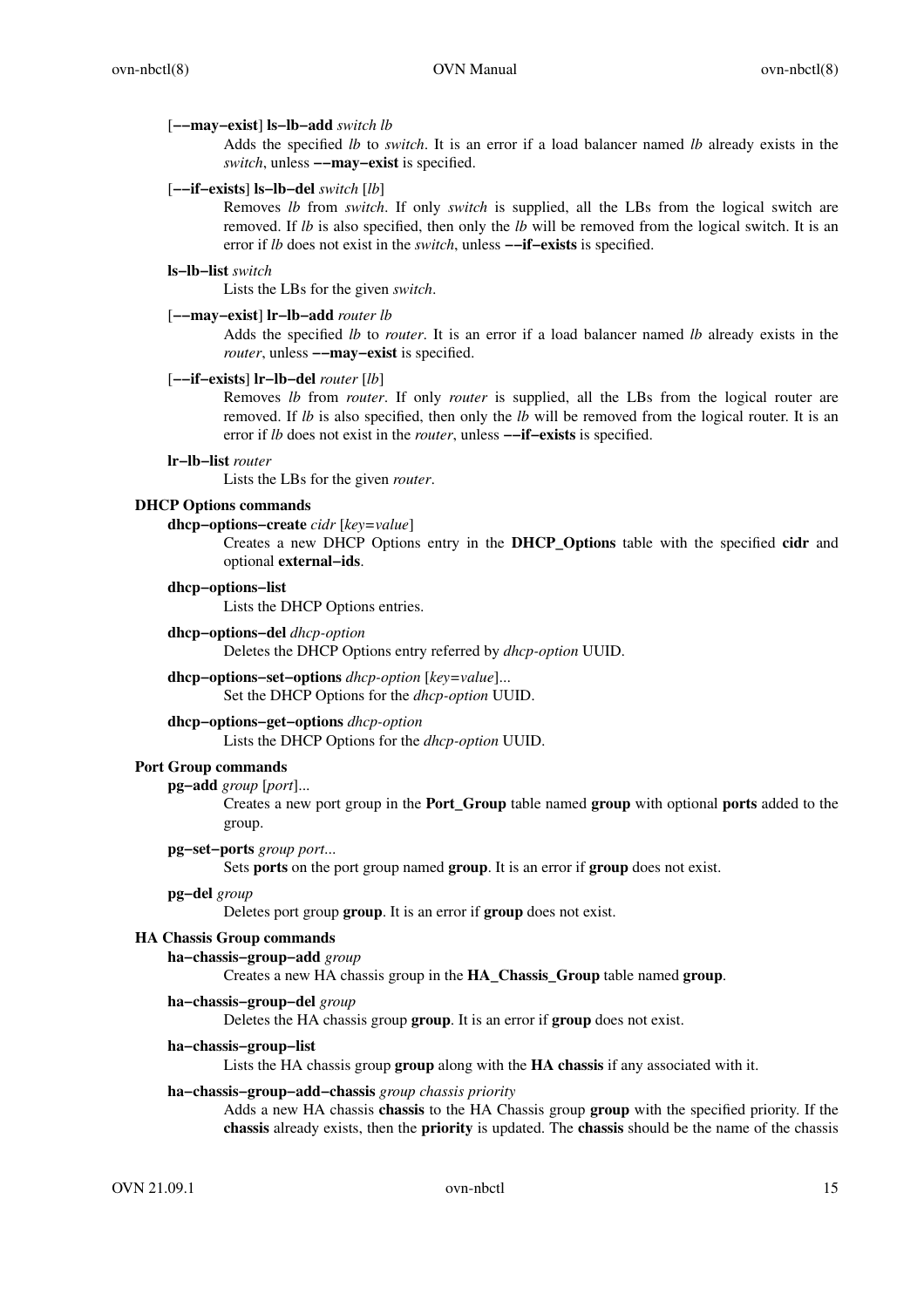[**−−may−exist**] **ls−lb−add** *switch lb*

Adds the specified *lb* to *switch*. It is an error if a load balancer named *lb* already exists in the *switch*, unless **−−may−exist** is specified.

[**−−if−exists**] **ls−lb−del** *switch* [*lb*]

Removes *lb* from *switch*. If only *switch* is supplied, all the LBs from the logical switch are removed. If *lb* is also specified, then only the *lb* will be removed from the logical switch. It is an error if *lb* does not exist in the *switch*, unless **−−if−exists** is specified.

**ls−lb−list** *switch*

Lists the LBs for the given *switch*.

[**−−may−exist**] **lr−lb−add** *router lb*

Adds the specified *lb* to *router*. It is an error if a load balancer named *lb* already exists in the *router*, unless **−−may−exist** is specified.

[**−−if−exists**] **lr−lb−del** *router* [*lb*]

Removes *lb* from *router*. If only *router* is supplied, all the LBs from the logical router are removed. If *lb* is also specified, then only the *lb* will be removed from the logical router. It is an error if *lb* does not exist in the *router*, unless **−−if−exists** is specified.

**lr−lb−list** *router*

Lists the LBs for the given *router*.

### DHCP Options commands

**dhcp−options−create** *cidr* [*key*=*value*]

Creates a new DHCP Options entry in the **DHCP_Options** table with the specified **cidr** and optional **external−ids**.

**dhcp−options−list**

Lists the DHCP Options entries.

**dhcp−options−del** *dhcp-option*

Deletes the DHCP Options entry referred by *dhcp-option* UUID.

**dhcp−options−set−options** *dhcp-option* [*key*=*value*]...

Set the DHCP Options for the *dhcp-option* UUID.

**dhcp−options−get−options** *dhcp-option*

Lists the DHCP Options for the *dhcp-option* UUID.

### Port Group commands

**pg−add** *group* [*port*]...

Creates a new port group in the **Port_Group** table named **group** with optional **ports** added to the group.

**pg−set−ports** *group port*...

Sets **ports** on the port group named **group**. It is an error if **group** does not exist.

**pg−del** *group*

Deletes port group **group**. It is an error if **group** does not exist.

### HA Chassis Group commands

**ha−chassis−group−add** *group*

Creates a new HA chassis group in the **HA_Chassis_Group** table named **group**.

**ha−chassis−group−del** *group*

Deletes the HA chassis group **group**. It is an error if **group** does not exist.

**ha−chassis−group−list**

Lists the HA chassis group **group** along with the **HA chassis** if any associated with it.

**ha−chassis−group−add−chassis** *group chassis priority*

Adds a new HA chassis **chassis** to the HA Chassis group **group** with the specified priority. If the **chassis** already exists, then the **priority** is updated. The **chassis** should be the name of the chassis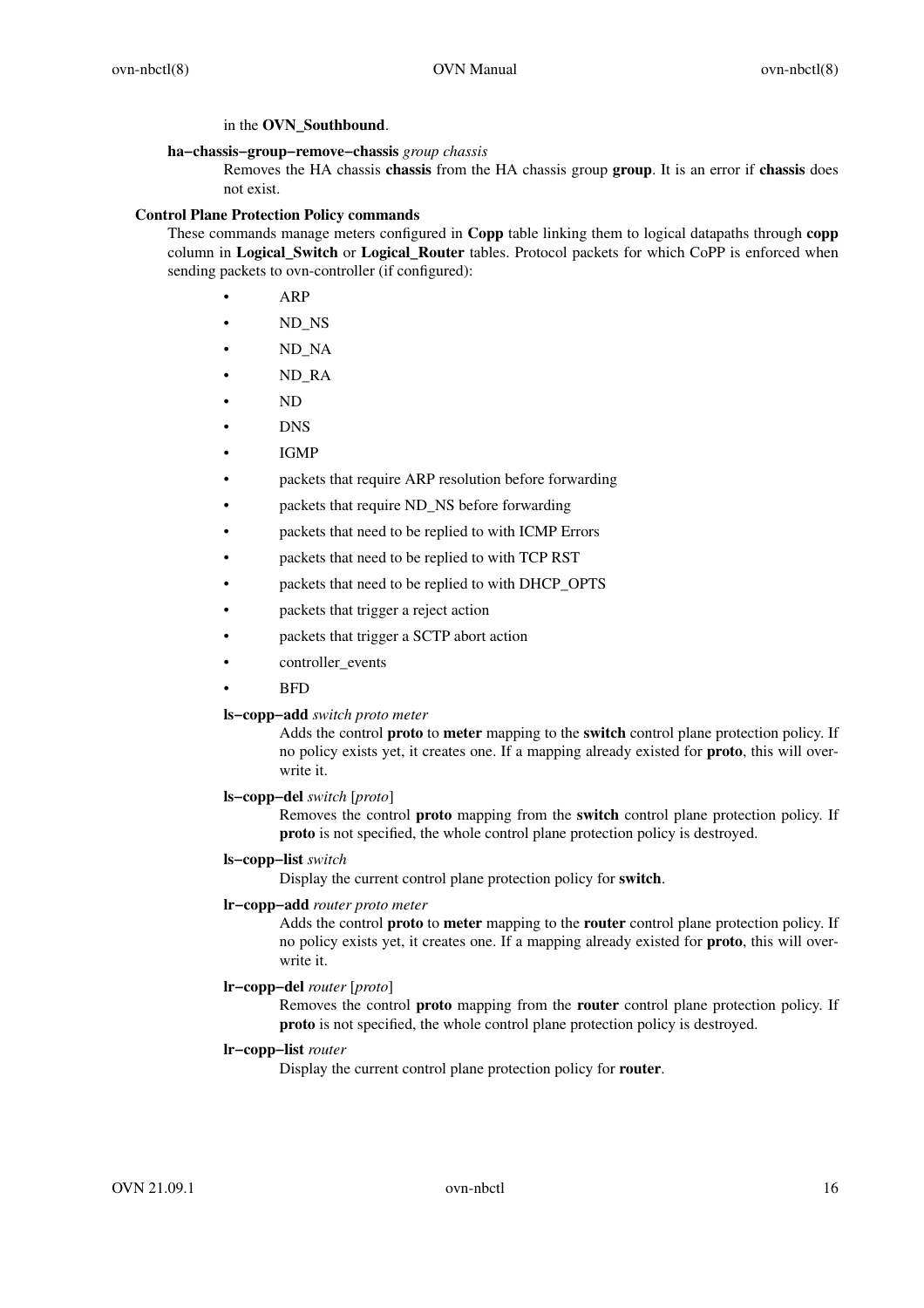in the **OVN_Southbound**.

**ha−chassis−group−remove−chassis** *group chassis*

Removes the HA chassis **chassis** from the HA chassis group **group**. It is an error if **chassis** does not exist.

### Control Plane Protection Policy commands

These commands manage meters configured in **Copp** table linking them to logical datapaths through **copp** column in **Logical_Switch** or **Logical_Router** tables. Protocol packets for which CoPP is enforced when sending packets to ovn-controller (if configured):

- ARP
- ND_NS
- ND_NA
- ND_RA
- ND
- DNS
- IGMP
- packets that require ARP resolution before forwarding
- packets that require ND_NS before forwarding
- packets that need to be replied to with ICMP Errors
- packets that need to be replied to with TCP RST
- packets that need to be replied to with DHCP_OPTS
- packets that trigger a reject action
- packets that trigger a SCTP abort action
- controller_events
- BFD

**ls−copp−add** *switch proto meter*

Adds the control **proto** to **meter** mapping to the **switch** control plane protection policy. If no policy exists yet, it creates one. If a mapping already existed for **proto**, this will overwrite it.

**ls−copp−del** *switch* [*proto*]

Removes the control **proto** mapping from the **switch** control plane protection policy. If **proto** is not specified, the whole control plane protection policy is destroyed.

**ls−copp−list** *switch*

Display the current control plane protection policy for **switch**.

**lr−copp−add** *router proto meter*

Adds the control **proto** to **meter** mapping to the **router** control plane protection policy. If no policy exists yet, it creates one. If a mapping already existed for **proto**, this will overwrite it.

**lr−copp−del** *router* [*proto*]

Removes the control **proto** mapping from the **router** control plane protection policy. If **proto** is not specified, the whole control plane protection policy is destroyed.

**lr−copp−list** *router*

Display the current control plane protection policy for **router**.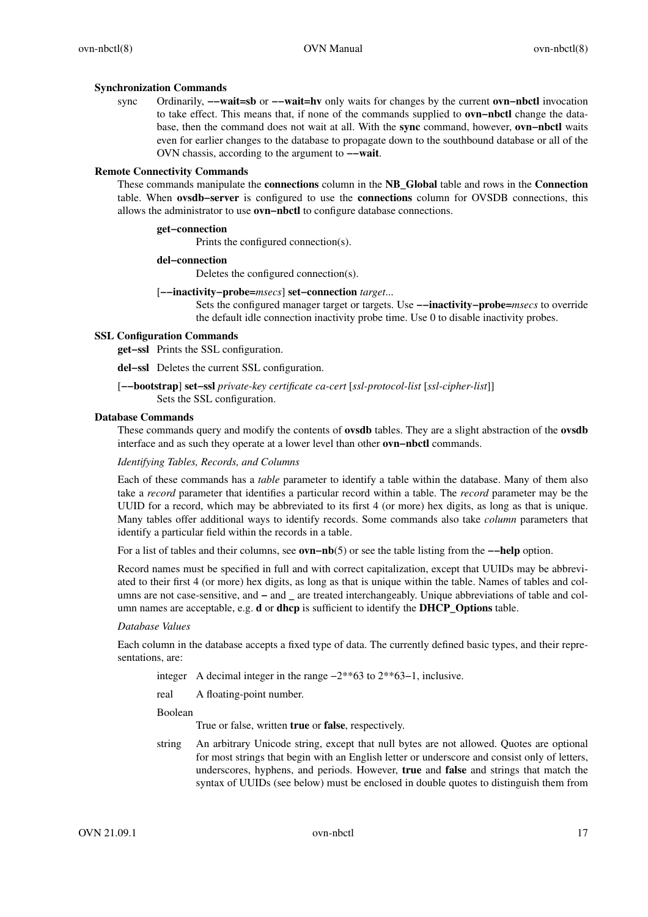### Synchronization Commands

sync
: Ordinarily, **−−wait=sb** or **−−wait=hv** only waits for changes by the current **ovn−nbctl** invocation to take effect. This means that, if none of the commands supplied to **ovn−nbctl** change the database, then the command does not wait at all. With the **sync** command, however, **ovn−nbctl** waits even for earlier changes to the database to propagate down to the southbound database or all of the OVN chassis, according to the argument to **−−wait**.

### Remote Connectivity Commands

These commands manipulate the **connections** column in the **NB_Global** table and rows in the **Connection** table. When **ovsdb−server** is configured to use the **connections** column for OVSDB connections, this allows the administrator to use **ovn−nbctl** to configure database connections.

**get−connection**
: Prints the configured connection(s).

**del−connection**
: Deletes the configured connection(s).

[**−−inactivity−probe=***msecs*] **set−connection** *target*...
: Sets the configured manager target or targets. Use **−−inactivity−probe=***msecs* to override the default idle connection inactivity probe time. Use 0 to disable inactivity probes.

### SSL Configuration Commands

**get−ssl**
: Prints the SSL configuration.

**del−ssl**
: Deletes the current SSL configuration.

[**−−bootstrap**] **set−ssl** *private-key certificate ca-cert* [*ssl-protocol-list* [*ssl-cipher-list*]]
: Sets the SSL configuration.

### Database Commands

These commands query and modify the contents of **ovsdb** tables. They are a slight abstraction of the **ovsdb** interface and as such they operate at a lower level than other **ovn−nbctl** commands.

*Identifying Tables, Records, and Columns*

Each of these commands has a *table* parameter to identify a table within the database. Many of them also take a *record* parameter that identifies a particular record within a table. The *record* parameter may be the UUID for a record, which may be abbreviated to its first 4 (or more) hex digits, as long as that is unique. Many tables offer additional ways to identify records. Some commands also take *column* parameters that identify a particular field within the records in a table.

For a list of tables and their columns, see **ovn−nb**(5) or see the table listing from the **−−help** option.

Record names must be specified in full and with correct capitalization, except that UUIDs may be abbreviated to their first 4 (or more) hex digits, as long as that is unique within the table. Names of tables and columns are not case-sensitive, and **−** and **_** are treated interchangeably. Unique abbreviations of table and column names are acceptable, e.g. **d** or **dhcp** is sufficient to identify the **DHCP_Options** table.

*Database Values*

Each column in the database accepts a fixed type of data. The currently defined basic types, and their representations, are:

integer
: A decimal integer in the range −2**63 to 2**63−1, inclusive.

real
: A floating-point number.

Boolean
: True or false, written **true** or **false**, respectively.

string
: An arbitrary Unicode string, except that null bytes are not allowed. Quotes are optional for most strings that begin with an English letter or underscore and consist only of letters, underscores, hyphens, and periods. However, **true** and **false** and strings that match the syntax of UUIDs (see below) must be enclosed in double quotes to distinguish them from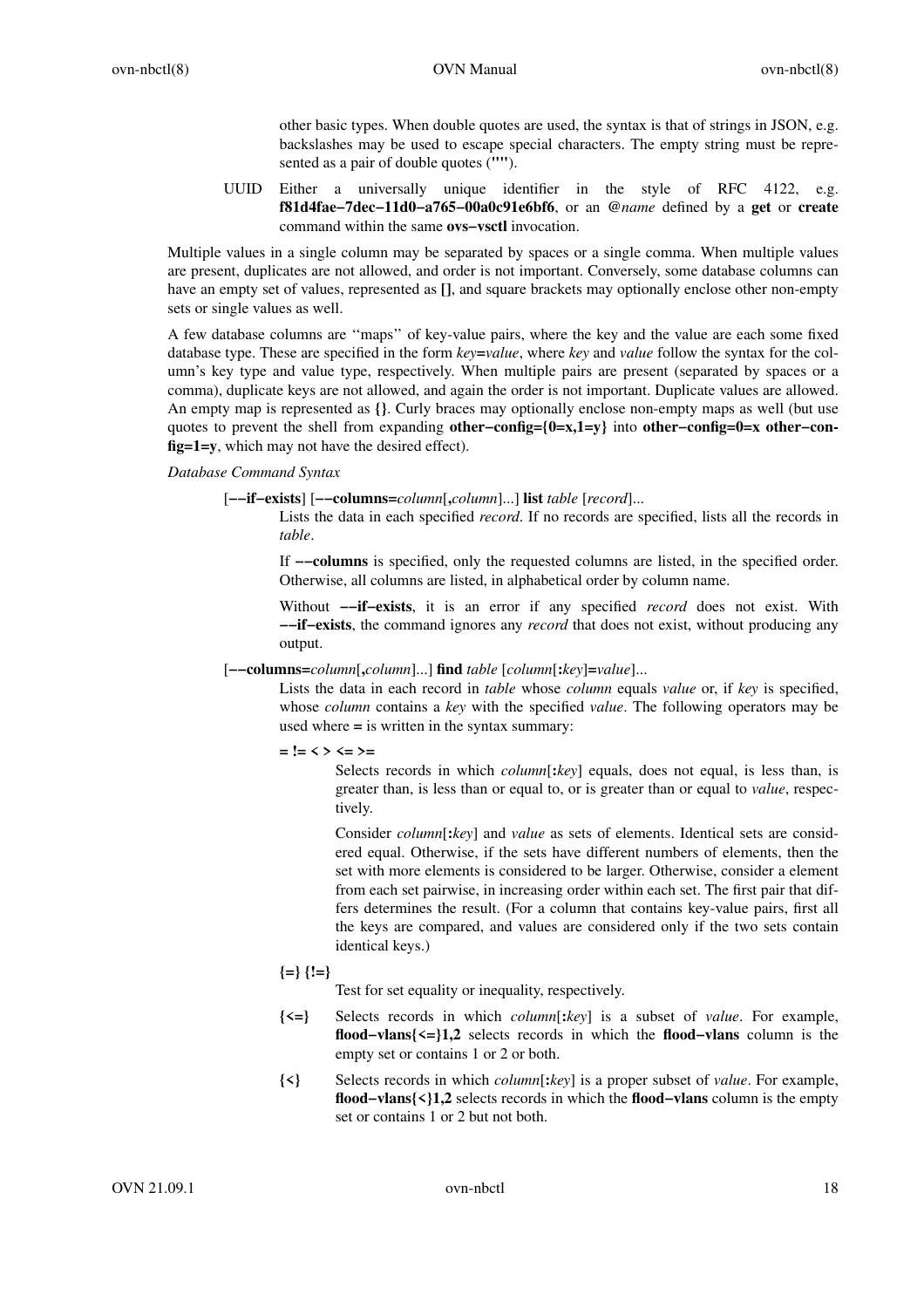other basic types. When double quotes are used, the syntax is that of strings in JSON, e.g. backslashes may be used to escape special characters. The empty string must be represented as a pair of double quotes (**""**).

UUID Either a universally unique identifier in the style of RFC 4122, e.g. **f81d4fae−7dec−11d0−a765−00a0c91e6bf6**, or an **@***name* defined by a **get** or **create** command within the same **ovs−vsctl** invocation.

Multiple values in a single column may be separated by spaces or a single comma. When multiple values are present, duplicates are not allowed, and order is not important. Conversely, some database columns can have an empty set of values, represented as **[]**, and square brackets may optionally enclose other non-empty sets or single values as well.

A few database columns are ''maps'' of key-value pairs, where the key and the value are each some fixed database type. These are specified in the form *key***=***value*, where *key* and *value* follow the syntax for the column's key type and value type, respectively. When multiple pairs are present (separated by spaces or a comma), duplicate keys are not allowed, and again the order is not important. Duplicate values are allowed. An empty map is represented as **{}**. Curly braces may optionally enclose non-empty maps as well (but use quotes to prevent the shell from expanding **other−config={0=x,1=y}** into **other−config=0=x other−config=1=y**, which may not have the desired effect).

*Database Command Syntax*

[**−−if−exists**] [**−−columns=***column*[**,***column*]...] **list** *table* [*record*]...

Lists the data in each specified *record*. If no records are specified, lists all the records in *table*.

If **−−columns** is specified, only the requested columns are listed, in the specified order. Otherwise, all columns are listed, in alphabetical order by column name.

Without **−−if−exists**, it is an error if any specified *record* does not exist. With **−−if−exists**, the command ignores any *record* that does not exist, without producing any output.

[**−−columns=***column*[**,***column*]...] **find** *table* [*column*[**:***key*]**=***value*]...

Lists the data in each record in *table* whose *column* equals *value* or, if *key* is specified, whose *column* contains a *key* with the specified *value*. The following operators may be used where **=** is written in the syntax summary:

**= != < > <= >=**

Selects records in which *column*[**:***key*] equals, does not equal, is less than, is greater than, is less than or equal to, or is greater than or equal to *value*, respectively.

Consider *column*[**:***key*] and *value* as sets of elements. Identical sets are considered equal. Otherwise, if the sets have different numbers of elements, then the set with more elements is considered to be larger. Otherwise, consider a element from each set pairwise, in increasing order within each set. The first pair that differs determines the result. (For a column that contains key-value pairs, first all the keys are compared, and values are considered only if the two sets contain identical keys.)

**{=} {!=}**

Test for set equality or inequality, respectively.

**{<=}** Selects records in which *column*[**:***key*] is a subset of *value*. For example, **flood−vlans{<=}1,2** selects records in which the **flood−vlans** column is the empty set or contains 1 or 2 or both.

**{<}** Selects records in which *column*[**:***key*] is a proper subset of *value*. For example, **flood−vlans{<}1,2** selects records in which the **flood−vlans** column is the empty set or contains 1 or 2 but not both.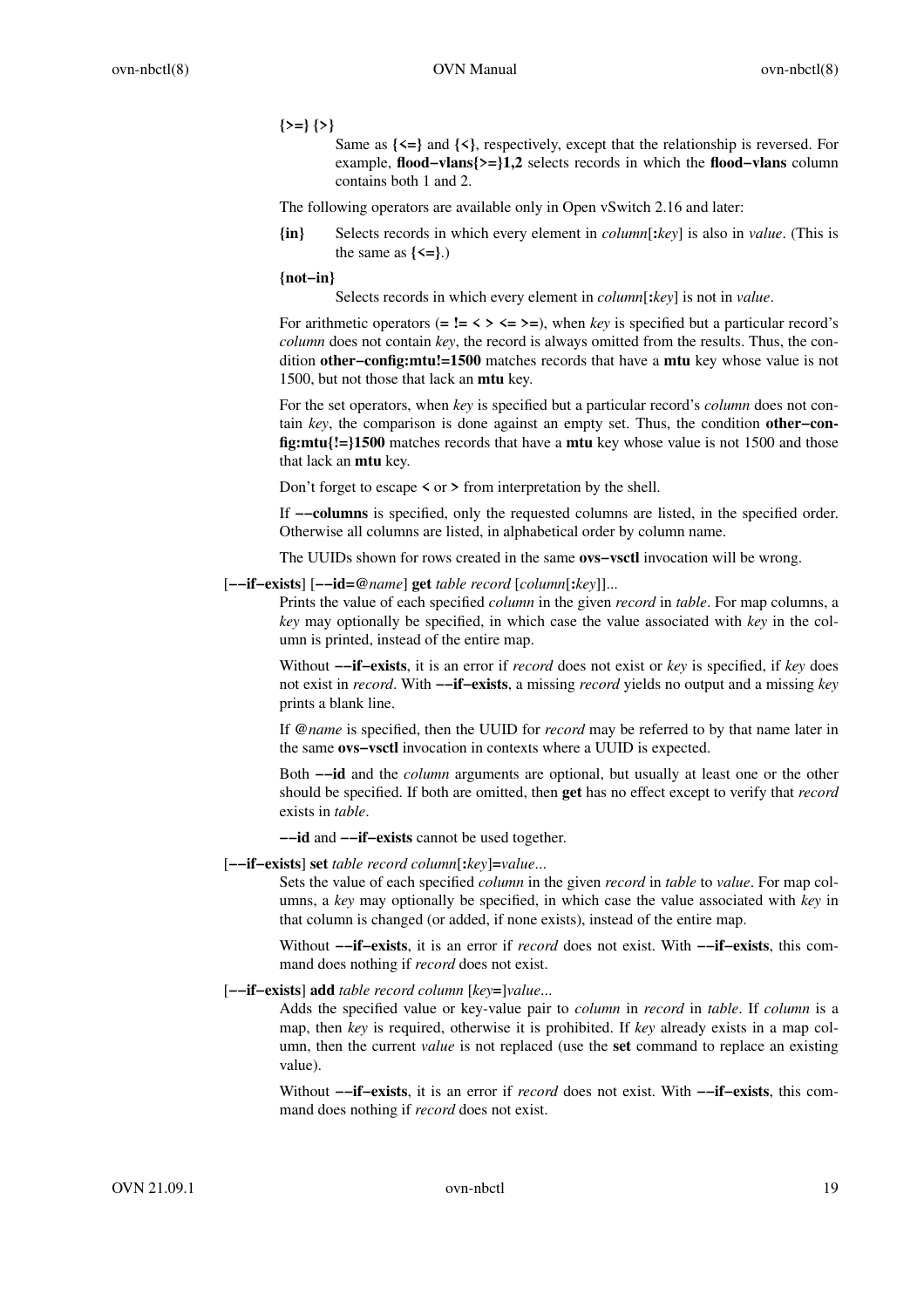**{>=} {>}**

Same as **{<=}** and **{<}**, respectively, except that the relationship is reversed. For example, **flood−vlans{>=}1,2** selects records in which the **flood−vlans** column contains both 1 and 2.

The following operators are available only in Open vSwitch 2.16 and later:

**{in}** Selects records in which every element in *column*[**:***key*] is also in *value*. (This is the same as **{<=}**.)

**{not−in}**

Selects records in which every element in *column*[**:***key*] is not in *value*.

For arithmetic operators (**= != < > <= >=**), when *key* is specified but a particular record's *column* does not contain *key*, the record is always omitted from the results. Thus, the condition **other−config:mtu!=1500** matches records that have a **mtu** key whose value is not 1500, but not those that lack an **mtu** key.

For the set operators, when *key* is specified but a particular record's *column* does not contain *key*, the comparison is done against an empty set. Thus, the condition **other−config:mtu{!=}1500** matches records that have a **mtu** key whose value is not 1500 and those that lack an **mtu** key.

Don't forget to escape **<** or **>** from interpretation by the shell.

If **−−columns** is specified, only the requested columns are listed, in the specified order. Otherwise all columns are listed, in alphabetical order by column name.

The UUIDs shown for rows created in the same **ovs−vsctl** invocation will be wrong.

[**−−if−exists**] [**−−id=@***name*] **get** *table record* [*column*[**:***key*]]...

Prints the value of each specified *column* in the given *record* in *table*. For map columns, a *key* may optionally be specified, in which case the value associated with *key* in the column is printed, instead of the entire map.

Without **−−if−exists**, it is an error if *record* does not exist or *key* is specified, if *key* does not exist in *record*. With **−−if−exists**, a missing *record* yields no output and a missing *key* prints a blank line.

If **@***name* is specified, then the UUID for *record* may be referred to by that name later in the same **ovs−vsctl** invocation in contexts where a UUID is expected.

Both **−−id** and the *column* arguments are optional, but usually at least one or the other should be specified. If both are omitted, then **get** has no effect except to verify that *record* exists in *table*.

**−−id** and **−−if−exists** cannot be used together.

[**−−if−exists**] **set** *table record column*[**:***key*]**=***value*...

Sets the value of each specified *column* in the given *record* in *table* to *value*. For map columns, a *key* may optionally be specified, in which case the value associated with *key* in that column is changed (or added, if none exists), instead of the entire map.

Without **−−if−exists**, it is an error if *record* does not exist. With **−−if−exists**, this command does nothing if *record* does not exist.

[**−−if−exists**] **add** *table record column* [*key***=**]*value*...

Adds the specified value or key-value pair to *column* in *record* in *table*. If *column* is a map, then *key* is required, otherwise it is prohibited. If *key* already exists in a map column, then the current *value* is not replaced (use the **set** command to replace an existing value).

Without **−−if−exists**, it is an error if *record* does not exist. With **−−if−exists**, this command does nothing if *record* does not exist.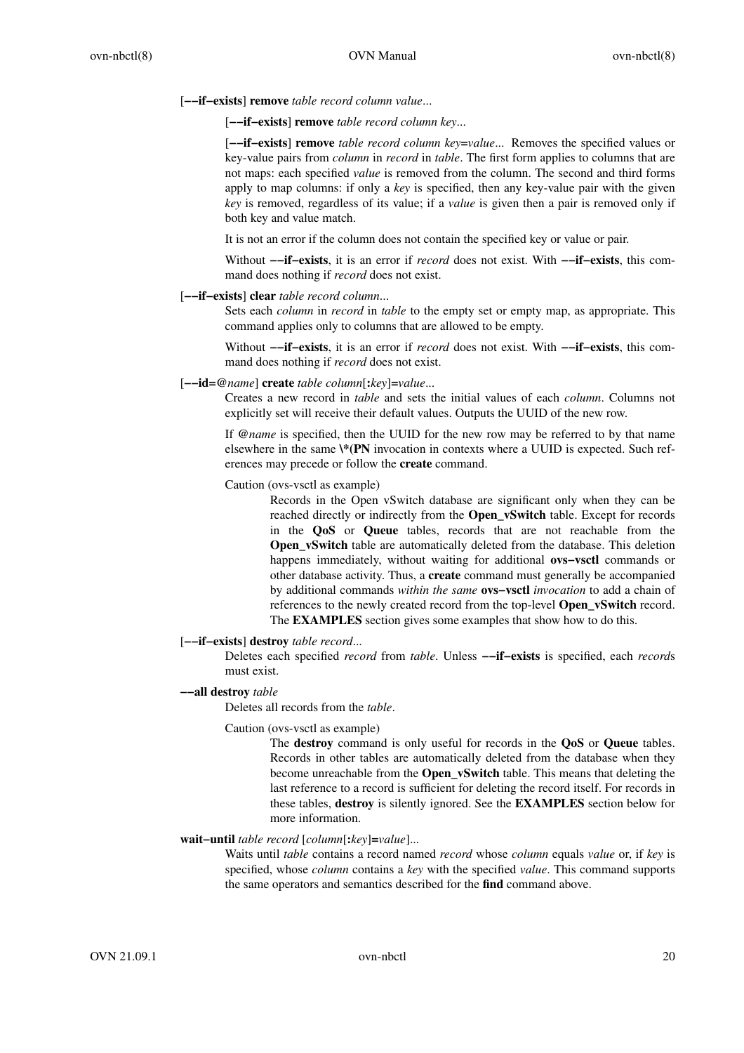[**−−if−exists**] **remove** *table record column value*...

[**−−if−exists**] **remove** *table record column key*...

[**−−if−exists**] **remove** *table record column key***=***value*... Removes the specified values or key-value pairs from *column* in *record* in *table*. The first form applies to columns that are not maps: each specified *value* is removed from the column. The second and third forms apply to map columns: if only a *key* is specified, then any key-value pair with the given *key* is removed, regardless of its value; if a *value* is given then a pair is removed only if both key and value match.

It is not an error if the column does not contain the specified key or value or pair.

Without **−−if−exists**, it is an error if *record* does not exist. With **−−if−exists**, this command does nothing if *record* does not exist.

[**−−if−exists**] **clear** *table record column*...

Sets each *column* in *record* in *table* to the empty set or empty map, as appropriate. This command applies only to columns that are allowed to be empty.

Without **−−if−exists**, it is an error if *record* does not exist. With **−−if−exists**, this command does nothing if *record* does not exist.

[**−−id=@***name*] **create** *table column*[**:***key*]**=***value*...

Creates a new record in *table* and sets the initial values of each *column*. Columns not explicitly set will receive their default values. Outputs the UUID of the new row.

If **@***name* is specified, then the UUID for the new row may be referred to by that name elsewhere in the same **\*(PN** invocation in contexts where a UUID is expected. Such references may precede or follow the **create** command.

Caution (ovs-vsctl as example)

Records in the Open vSwitch database are significant only when they can be reached directly or indirectly from the **Open_vSwitch** table. Except for records in the **QoS** or **Queue** tables, records that are not reachable from the **Open_vSwitch** table are automatically deleted from the database. This deletion happens immediately, without waiting for additional **ovs−vsctl** commands or other database activity. Thus, a **create** command must generally be accompanied by additional commands *within the same* **ovs−vsctl** *invocation* to add a chain of references to the newly created record from the top-level **Open_vSwitch** record. The **EXAMPLES** section gives some examples that show how to do this.

[**−−if−exists**] **destroy** *table record*...

Deletes each specified *record* from *table*. Unless **−−if−exists** is specified, each *record*s must exist.

**−−all destroy** *table*

Deletes all records from the *table*.

Caution (ovs-vsctl as example)

The **destroy** command is only useful for records in the **QoS** or **Queue** tables. Records in other tables are automatically deleted from the database when they become unreachable from the **Open_vSwitch** table. This means that deleting the last reference to a record is sufficient for deleting the record itself. For records in these tables, **destroy** is silently ignored. See the **EXAMPLES** section below for more information.

**wait−until** *table record* [*column*[**:***key*]**=***value*]...

Waits until *table* contains a record named *record* whose *column* equals *value* or, if *key* is specified, whose *column* contains a *key* with the specified *value*. This command supports the same operators and semantics described for the **find** command above.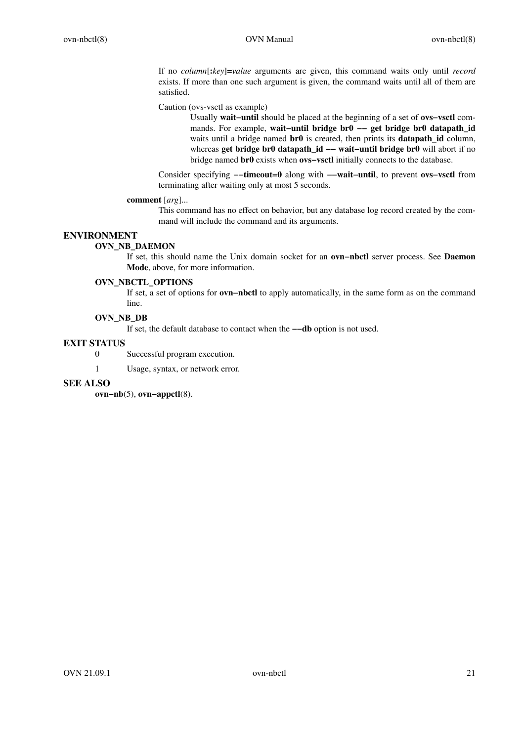If no *column*[**:***key*]**=***value* arguments are given, this command waits only until *record* exists. If more than one such argument is given, the command waits until all of them are satisfied.

Caution (ovs-vsctl as example)

Usually **wait−until** should be placed at the beginning of a set of **ovs−vsctl** commands. For example, **wait−until bridge br0 −− get bridge br0 datapath_id** waits until a bridge named **br0** is created, then prints its **datapath_id** column, whereas **get bridge br0 datapath_id −− wait−until bridge br0** will abort if no bridge named **br0** exists when **ovs−vsctl** initially connects to the database.

Consider specifying **−−timeout=0** along with **−−wait−until**, to prevent **ovs−vsctl** from terminating after waiting only at most 5 seconds.

**comment** [*arg*]...

This command has no effect on behavior, but any database log record created by the command will include the command and its arguments.

## ENVIRONMENT

### OVN_NB_DAEMON

If set, this should name the Unix domain socket for an **ovn−nbctl** server process. See **Daemon Mode**, above, for more information.

### OVN_NBCTL_OPTIONS

If set, a set of options for **ovn−nbctl** to apply automatically, in the same form as on the command line.

### OVN_NB_DB

If set, the default database to contact when the **−−db** option is not used.

## EXIT STATUS

0 Successful program execution.

1 Usage, syntax, or network error.

## SEE ALSO

**ovn−nb**(5), **ovn−appctl**(8).